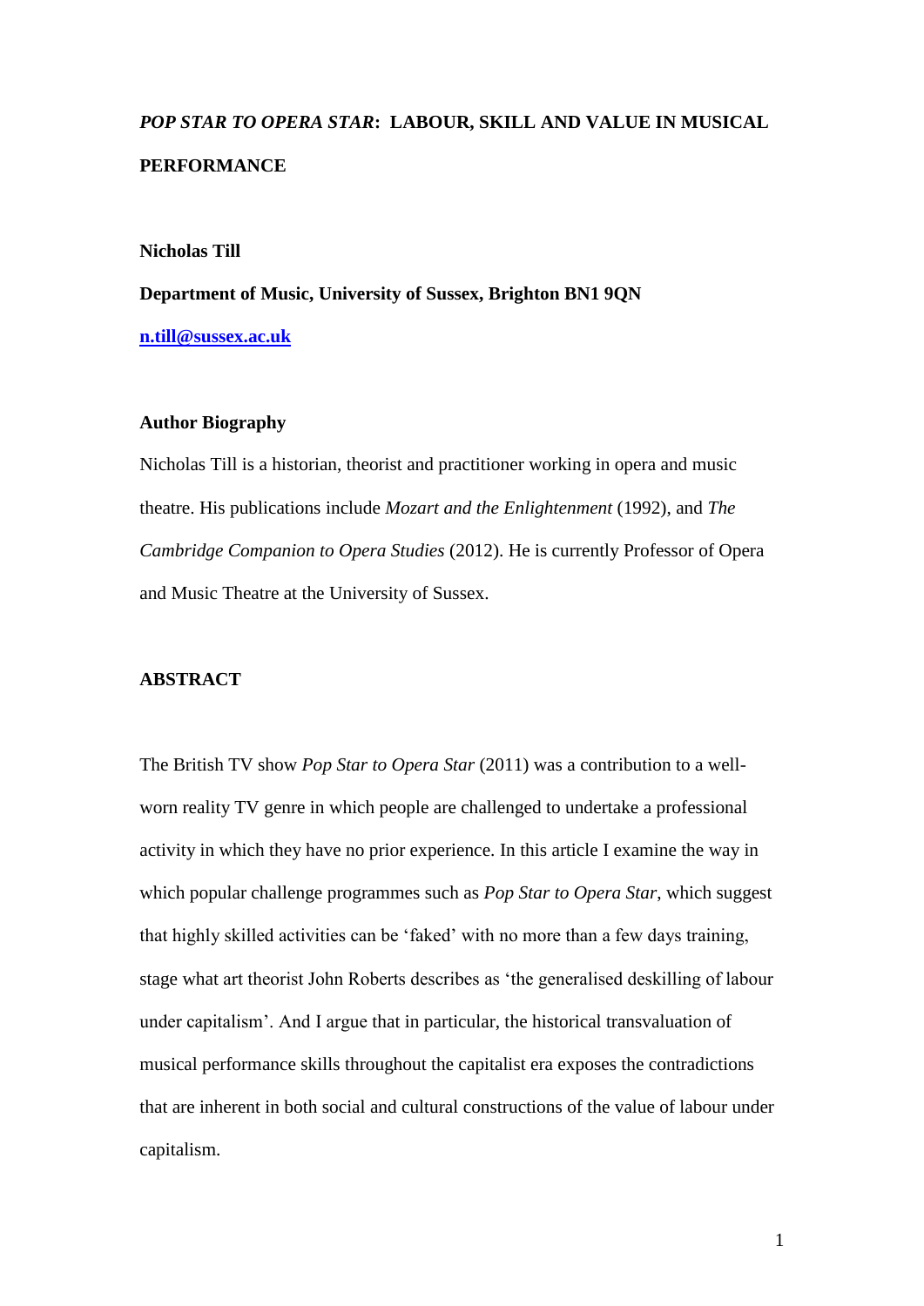# *POP STAR TO OPERA STAR*: LABOUR, SKILL AND VALUE IN MUSICAL PERFORMANCE

**Nicholas Till**

**Department of Music, University of Sussex, Brighton BN1 9QN**

**n.till@sussex.ac.uk**

## Author Biography

Nicholas Till is a historian, theorist and practitioner working in opera and music theatre. His publications include *Mozart and the Enlightenment* (1992), and *The Cambridge Companion to Opera Studies* (2012). He is currently Professor of Opera and Music Theatre at the University of Sussex.

## ABSTRACT

The British TV show *Pop Star to Opera Star* (2011) was a contribution to a well-worn reality TV genre in which people are challenged to undertake a professional activity in which they have no prior experience. In this article I examine the way in which popular challenge programmes such as *Pop Star to Opera Star*, which suggest that highly skilled activities can be 'faked' with no more than a few days training, stage what art theorist John Roberts describes as 'the generalised deskilling of labour under capitalism'. And I argue that in particular, the historical transvaluation of musical performance skills throughout the capitalist era exposes the contradictions that are inherent in both social and cultural constructions of the value of labour under capitalism.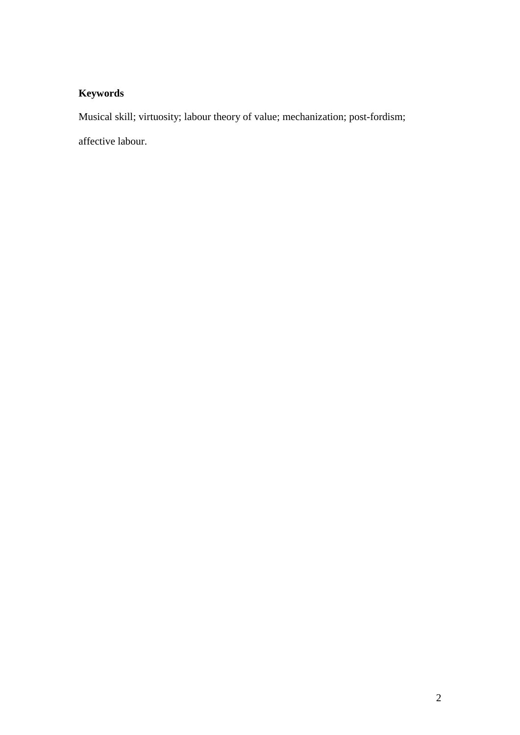**Keywords**

Musical skill; virtuosity; labour theory of value; mechanization; post-fordism; affective labour.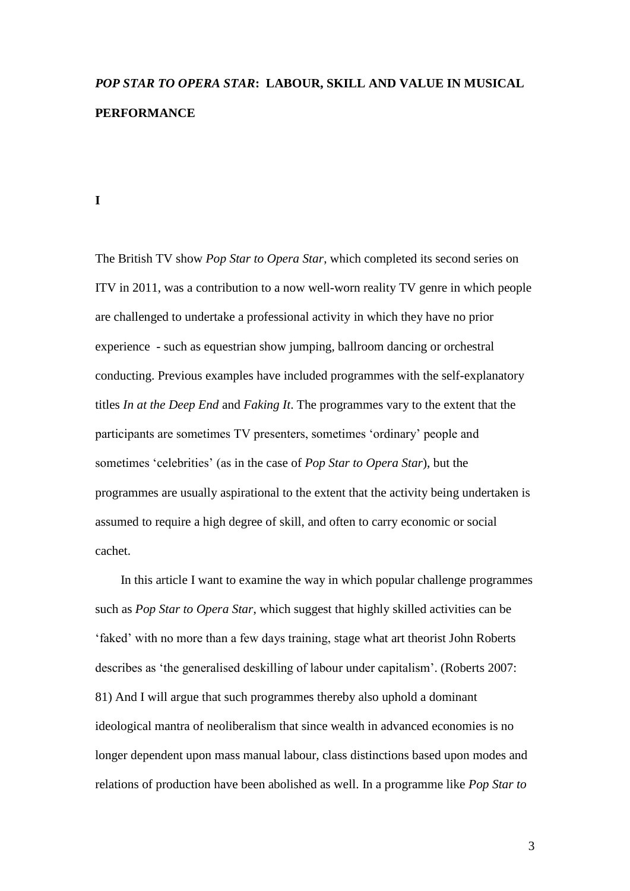# *POP STAR TO OPERA STAR*: LABOUR, SKILL AND VALUE IN MUSICAL PERFORMANCE

## I

The British TV show *Pop Star to Opera Star*, which completed its second series on ITV in 2011, was a contribution to a now well-worn reality TV genre in which people are challenged to undertake a professional activity in which they have no prior experience - such as equestrian show jumping, ballroom dancing or orchestral conducting. Previous examples have included programmes with the self-explanatory titles *In at the Deep End* and *Faking It*. The programmes vary to the extent that the participants are sometimes TV presenters, sometimes 'ordinary' people and sometimes 'celebrities' (as in the case of *Pop Star to Opera Star*), but the programmes are usually aspirational to the extent that the activity being undertaken is assumed to require a high degree of skill, and often to carry economic or social cachet.

In this article I want to examine the way in which popular challenge programmes such as *Pop Star to Opera Star*, which suggest that highly skilled activities can be 'faked' with no more than a few days training, stage what art theorist John Roberts describes as 'the generalised deskilling of labour under capitalism'. (Roberts 2007: 81) And I will argue that such programmes thereby also uphold a dominant ideological mantra of neoliberalism that since wealth in advanced economies is no longer dependent upon mass manual labour, class distinctions based upon modes and relations of production have been abolished as well. In a programme like *Pop Star to*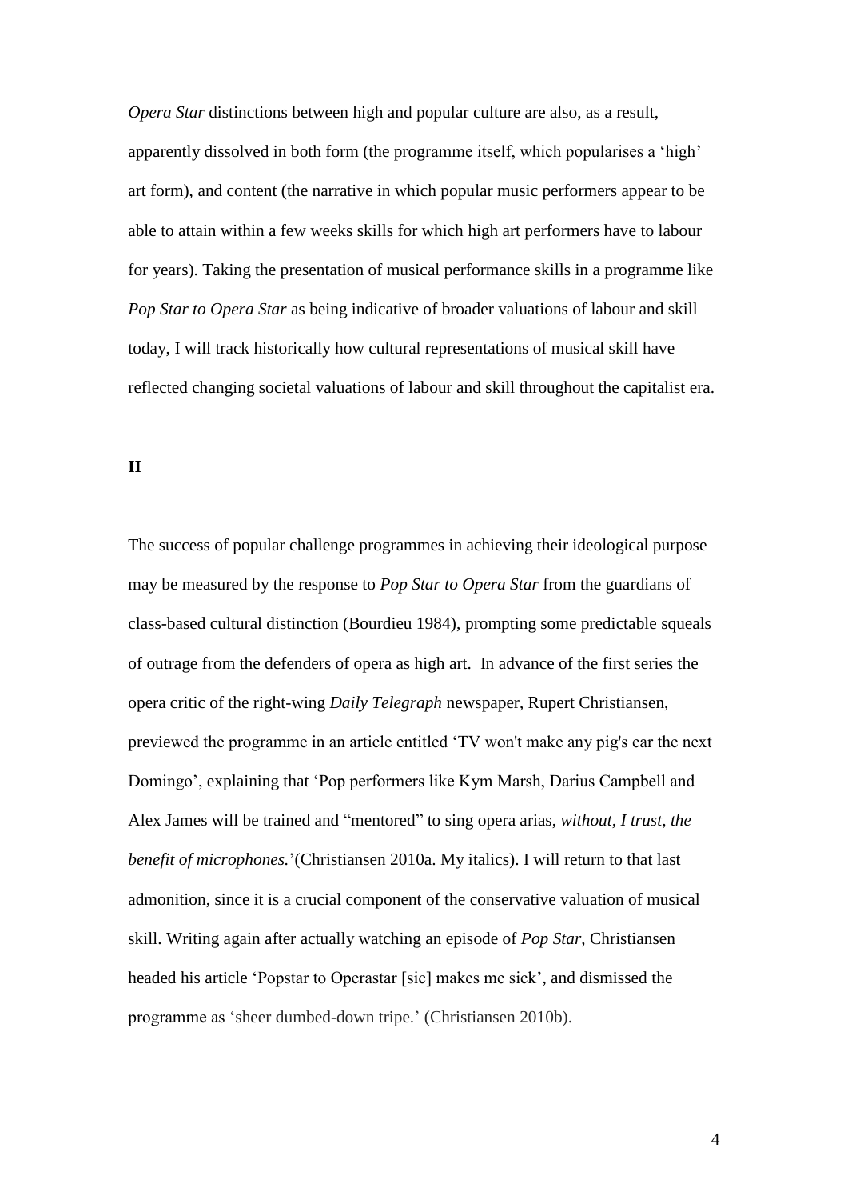*Opera Star* distinctions between high and popular culture are also, as a result, apparently dissolved in both form (the programme itself, which popularises a 'high' art form), and content (the narrative in which popular music performers appear to be able to attain within a few weeks skills for which high art performers have to labour for years). Taking the presentation of musical performance skills in a programme like *Pop Star to Opera Star* as being indicative of broader valuations of labour and skill today, I will track historically how cultural representations of musical skill have reflected changing societal valuations of labour and skill throughout the capitalist era.

**II**

The success of popular challenge programmes in achieving their ideological purpose may be measured by the response to *Pop Star to Opera Star* from the guardians of class-based cultural distinction (Bourdieu 1984), prompting some predictable squeals of outrage from the defenders of opera as high art. In advance of the first series the opera critic of the right-wing *Daily Telegraph* newspaper, Rupert Christiansen, previewed the programme in an article entitled 'TV won't make any pig's ear the next Domingo', explaining that 'Pop performers like Kym Marsh, Darius Campbell and Alex James will be trained and "mentored" to sing opera arias, *without, I trust, the benefit of microphones.*'(Christiansen 2010a. My italics). I will return to that last admonition, since it is a crucial component of the conservative valuation of musical skill. Writing again after actually watching an episode of *Pop Star*, Christiansen headed his article 'Popstar to Operastar [sic] makes me sick', and dismissed the programme as 'sheer dumbed-down tripe.' (Christiansen 2010b).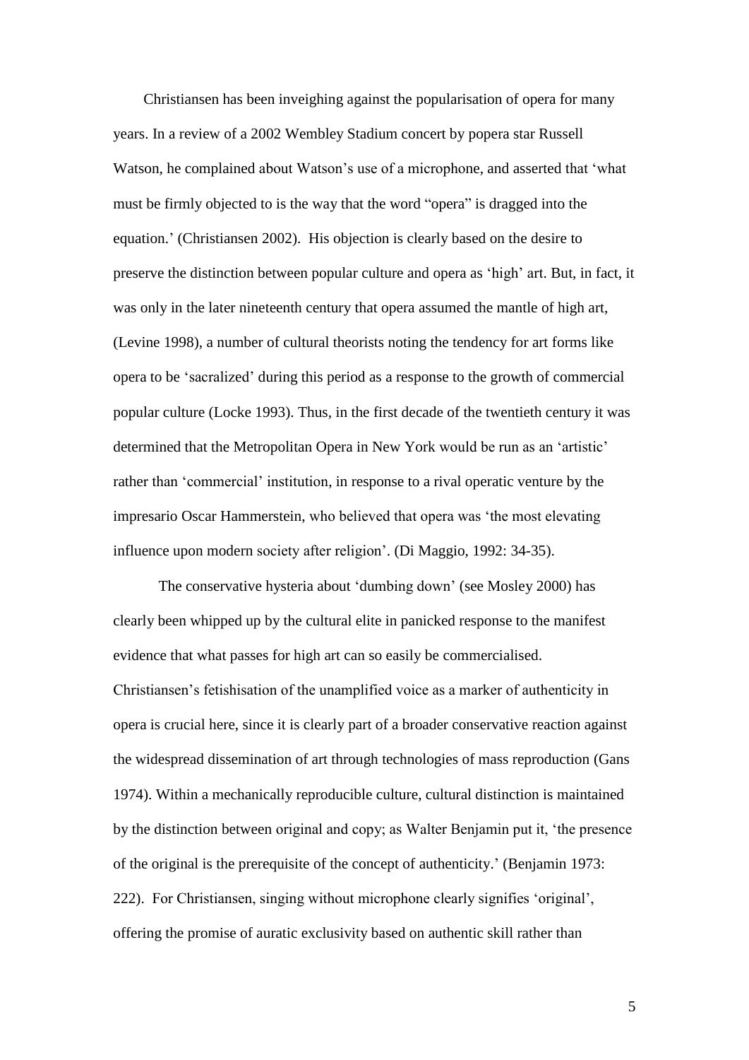Christiansen has been inveighing against the popularisation of opera for many years. In a review of a 2002 Wembley Stadium concert by popera star Russell Watson, he complained about Watson's use of a microphone, and asserted that 'what must be firmly objected to is the way that the word "opera" is dragged into the equation.' (Christiansen 2002). His objection is clearly based on the desire to preserve the distinction between popular culture and opera as 'high' art. But, in fact, it was only in the later nineteenth century that opera assumed the mantle of high art, (Levine 1998), a number of cultural theorists noting the tendency for art forms like opera to be 'sacralized' during this period as a response to the growth of commercial popular culture (Locke 1993). Thus, in the first decade of the twentieth century it was determined that the Metropolitan Opera in New York would be run as an 'artistic' rather than 'commercial' institution, in response to a rival operatic venture by the impresario Oscar Hammerstein, who believed that opera was 'the most elevating influence upon modern society after religion'. (Di Maggio, 1992: 34-35).

The conservative hysteria about 'dumbing down' (see Mosley 2000) has clearly been whipped up by the cultural elite in panicked response to the manifest evidence that what passes for high art can so easily be commercialised. Christiansen's fetishisation of the unamplified voice as a marker of authenticity in opera is crucial here, since it is clearly part of a broader conservative reaction against the widespread dissemination of art through technologies of mass reproduction (Gans 1974). Within a mechanically reproducible culture, cultural distinction is maintained by the distinction between original and copy; as Walter Benjamin put it, 'the presence of the original is the prerequisite of the concept of authenticity.' (Benjamin 1973: 222). For Christiansen, singing without microphone clearly signifies 'original', offering the promise of auratic exclusivity based on authentic skill rather than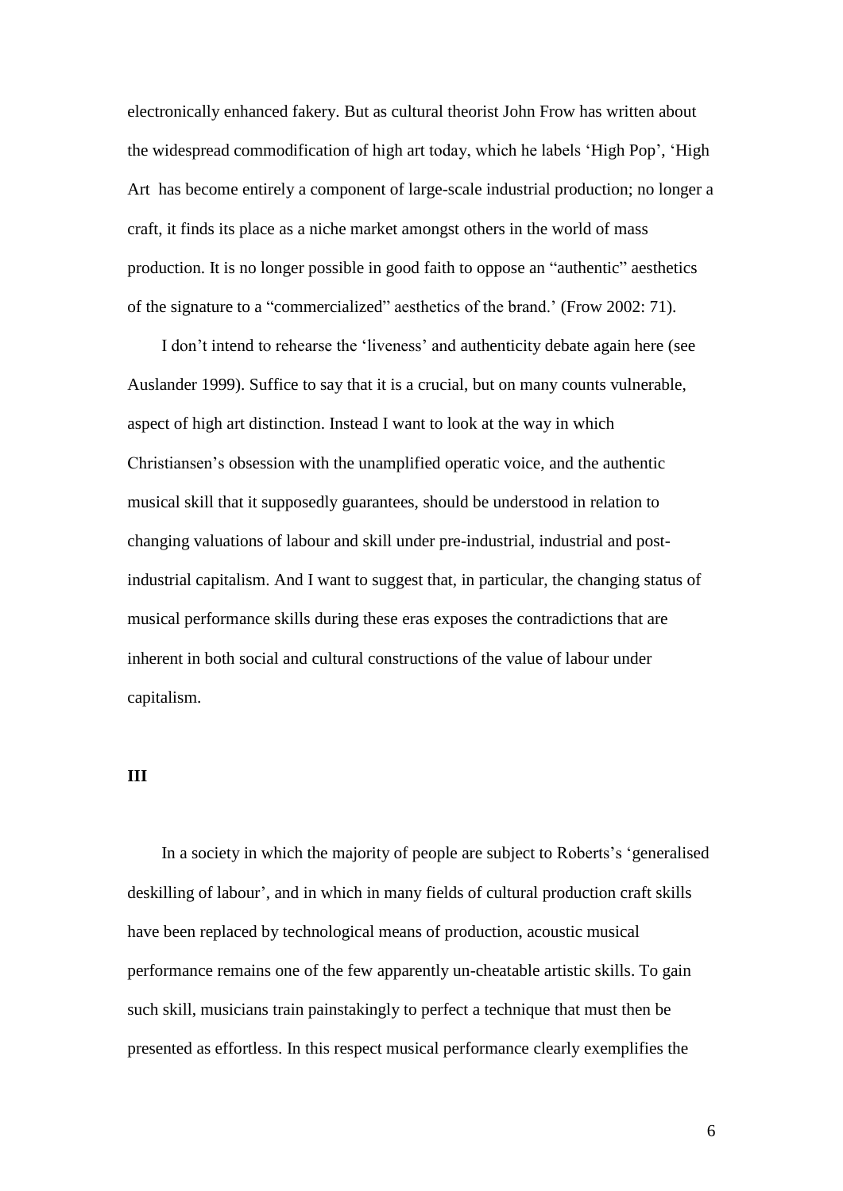electronically enhanced fakery. But as cultural theorist John Frow has written about the widespread commodification of high art today, which he labels 'High Pop', 'High Art has become entirely a component of large-scale industrial production; no longer a craft, it finds its place as a niche market amongst others in the world of mass production. It is no longer possible in good faith to oppose an "authentic" aesthetics of the signature to a "commercialized" aesthetics of the brand.' (Frow 2002: 71).

I don't intend to rehearse the 'liveness' and authenticity debate again here (see Auslander 1999). Suffice to say that it is a crucial, but on many counts vulnerable, aspect of high art distinction. Instead I want to look at the way in which Christiansen's obsession with the unamplified operatic voice, and the authentic musical skill that it supposedly guarantees, should be understood in relation to changing valuations of labour and skill under pre-industrial, industrial and post-industrial capitalism. And I want to suggest that, in particular, the changing status of musical performance skills during these eras exposes the contradictions that are inherent in both social and cultural constructions of the value of labour under capitalism.

**III**

In a society in which the majority of people are subject to Roberts's 'generalised deskilling of labour', and in which in many fields of cultural production craft skills have been replaced by technological means of production, acoustic musical performance remains one of the few apparently un-cheatable artistic skills. To gain such skill, musicians train painstakingly to perfect a technique that must then be presented as effortless. In this respect musical performance clearly exemplifies the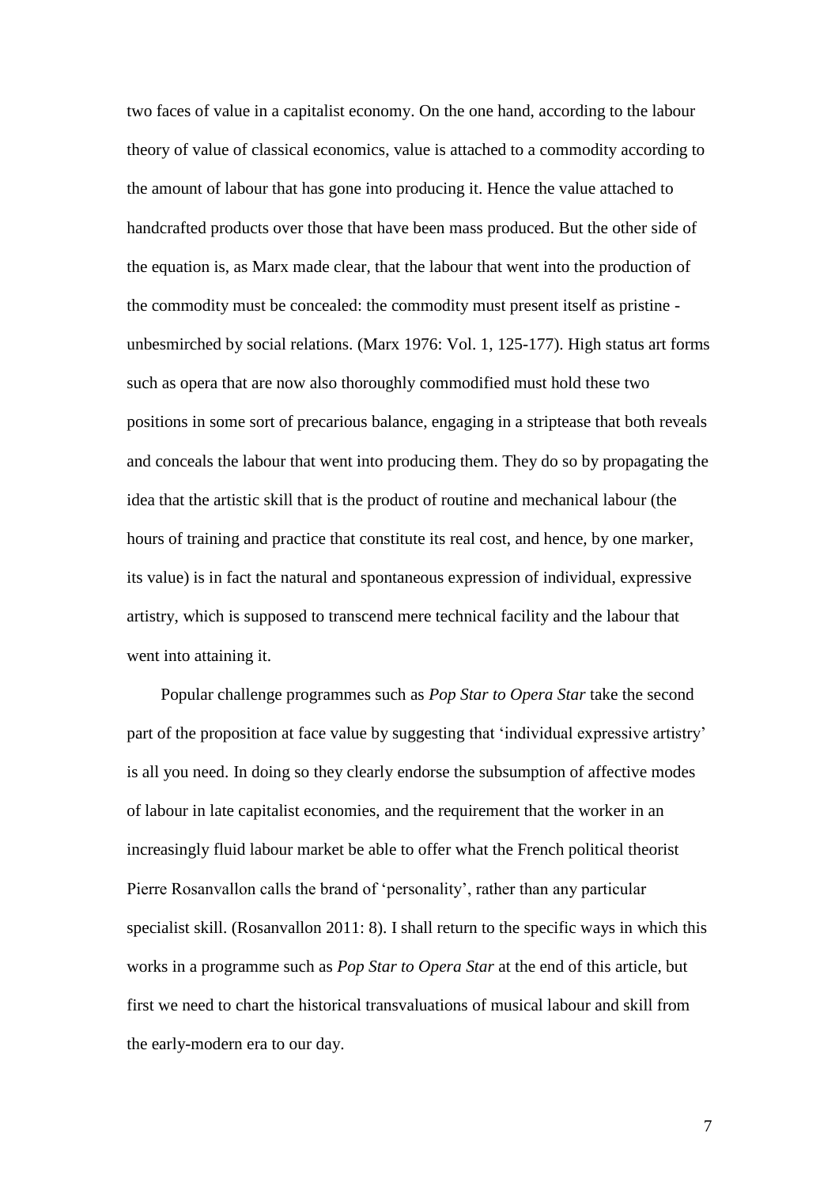two faces of value in a capitalist economy. On the one hand, according to the labour theory of value of classical economics, value is attached to a commodity according to the amount of labour that has gone into producing it. Hence the value attached to handcrafted products over those that have been mass produced. But the other side of the equation is, as Marx made clear, that the labour that went into the production of the commodity must be concealed: the commodity must present itself as pristine - unbesmirched by social relations. (Marx 1976: Vol. 1, 125-177). High status art forms such as opera that are now also thoroughly commodified must hold these two positions in some sort of precarious balance, engaging in a striptease that both reveals and conceals the labour that went into producing them. They do so by propagating the idea that the artistic skill that is the product of routine and mechanical labour (the hours of training and practice that constitute its real cost, and hence, by one marker, its value) is in fact the natural and spontaneous expression of individual, expressive artistry, which is supposed to transcend mere technical facility and the labour that went into attaining it.

Popular challenge programmes such as *Pop Star to Opera Star* take the second part of the proposition at face value by suggesting that 'individual expressive artistry' is all you need. In doing so they clearly endorse the subsumption of affective modes of labour in late capitalist economies, and the requirement that the worker in an increasingly fluid labour market be able to offer what the French political theorist Pierre Rosanvallon calls the brand of 'personality', rather than any particular specialist skill. (Rosanvallon 2011: 8). I shall return to the specific ways in which this works in a programme such as *Pop Star to Opera Star* at the end of this article, but first we need to chart the historical transvaluations of musical labour and skill from the early-modern era to our day.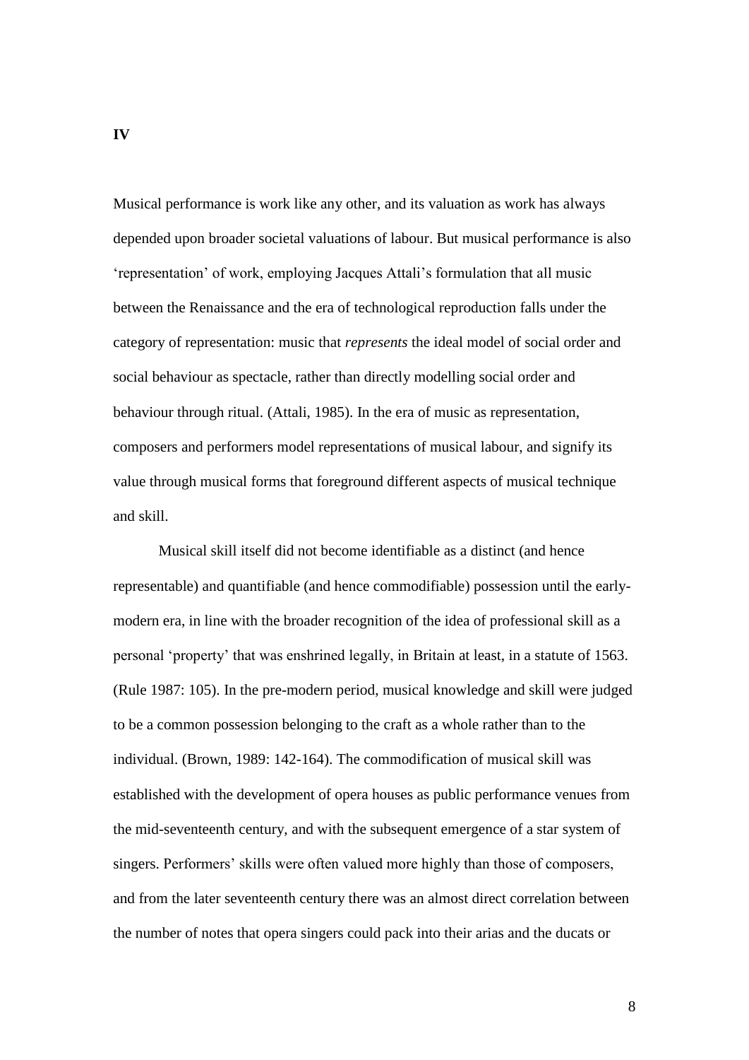**IV**

Musical performance is work like any other, and its valuation as work has always depended upon broader societal valuations of labour. But musical performance is also 'representation' of work, employing Jacques Attali's formulation that all music between the Renaissance and the era of technological reproduction falls under the category of representation: music that *represents* the ideal model of social order and social behaviour as spectacle, rather than directly modelling social order and behaviour through ritual. (Attali, 1985). In the era of music as representation, composers and performers model representations of musical labour, and signify its value through musical forms that foreground different aspects of musical technique and skill.

Musical skill itself did not become identifiable as a distinct (and hence representable) and quantifiable (and hence commodifiable) possession until the early-modern era, in line with the broader recognition of the idea of professional skill as a personal 'property' that was enshrined legally, in Britain at least, in a statute of 1563. (Rule 1987: 105). In the pre-modern period, musical knowledge and skill were judged to be a common possession belonging to the craft as a whole rather than to the individual. (Brown, 1989: 142-164). The commodification of musical skill was established with the development of opera houses as public performance venues from the mid-seventeenth century, and with the subsequent emergence of a star system of singers. Performers' skills were often valued more highly than those of composers, and from the later seventeenth century there was an almost direct correlation between the number of notes that opera singers could pack into their arias and the ducats or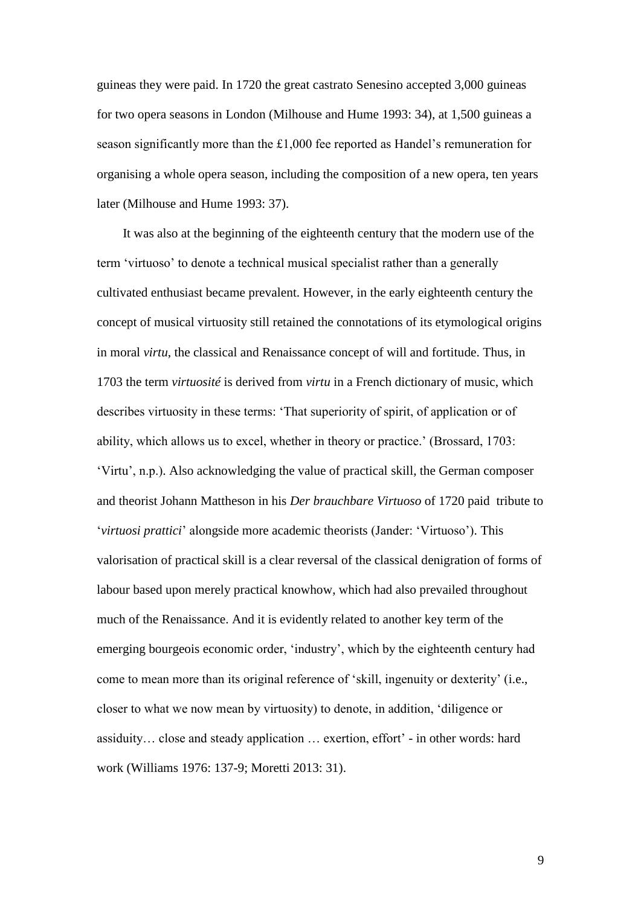guineas they were paid. In 1720 the great castrato Senesino accepted 3,000 guineas for two opera seasons in London (Milhouse and Hume 1993: 34), at 1,500 guineas a season significantly more than the £1,000 fee reported as Handel's remuneration for organising a whole opera season, including the composition of a new opera, ten years later (Milhouse and Hume 1993: 37).

It was also at the beginning of the eighteenth century that the modern use of the term 'virtuoso' to denote a technical musical specialist rather than a generally cultivated enthusiast became prevalent. However, in the early eighteenth century the concept of musical virtuosity still retained the connotations of its etymological origins in moral *virtu*, the classical and Renaissance concept of will and fortitude. Thus, in 1703 the term *virtuosité* is derived from *virtu* in a French dictionary of music, which describes virtuosity in these terms: 'That superiority of spirit, of application or of ability, which allows us to excel, whether in theory or practice.' (Brossard, 1703: 'Virtu', n.p.). Also acknowledging the value of practical skill, the German composer and theorist Johann Mattheson in his *Der brauchbare Virtuoso* of 1720 paid tribute to '*virtuosi prattici*' alongside more academic theorists (Jander: 'Virtuoso'). This valorisation of practical skill is a clear reversal of the classical denigration of forms of labour based upon merely practical knowhow, which had also prevailed throughout much of the Renaissance. And it is evidently related to another key term of the emerging bourgeois economic order, 'industry', which by the eighteenth century had come to mean more than its original reference of 'skill, ingenuity or dexterity' (i.e., closer to what we now mean by virtuosity) to denote, in addition, 'diligence or assiduity… close and steady application … exertion, effort' - in other words: hard work (Williams 1976: 137-9; Moretti 2013: 31).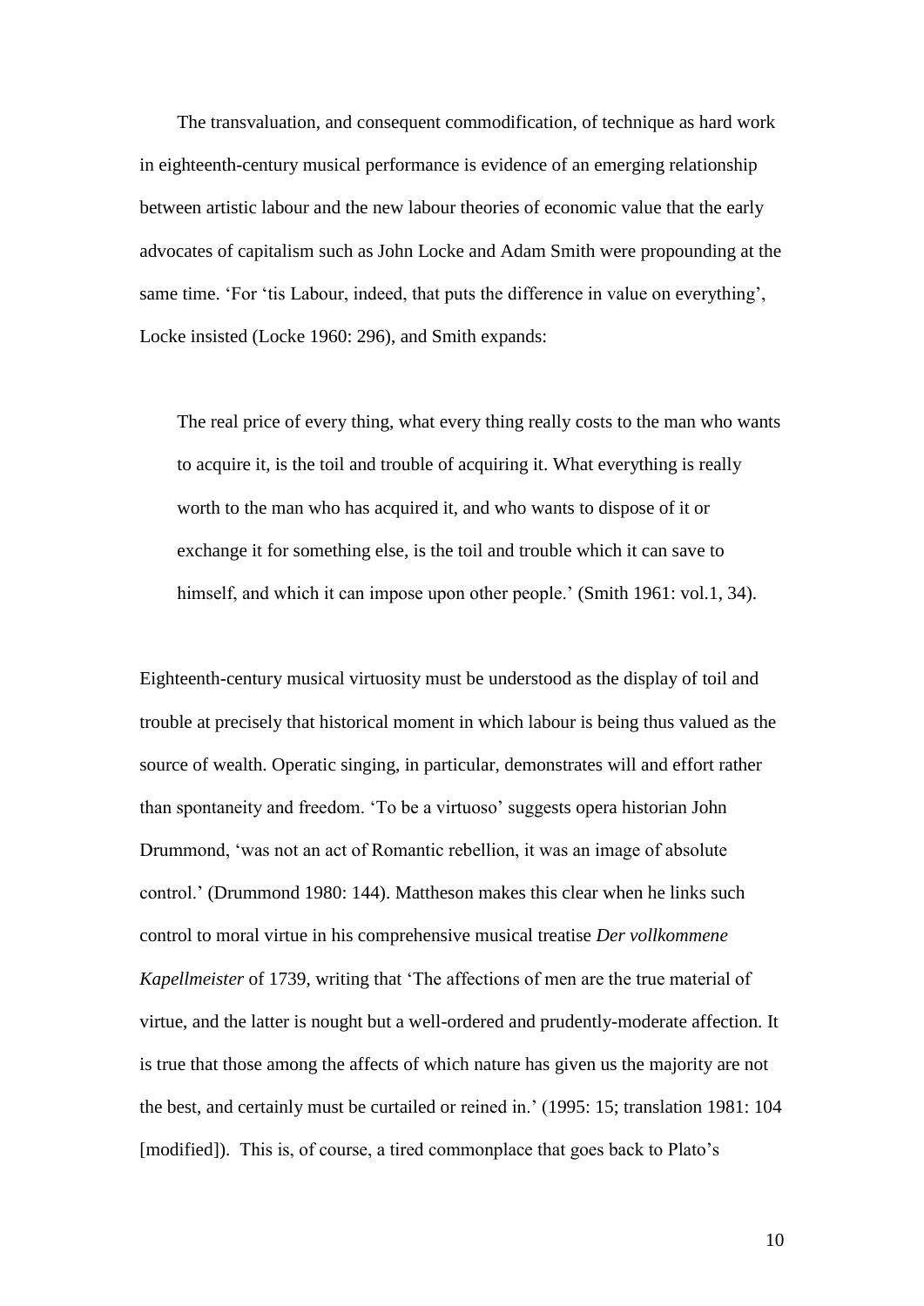The transvaluation, and consequent commodification, of technique as hard work in eighteenth-century musical performance is evidence of an emerging relationship between artistic labour and the new labour theories of economic value that the early advocates of capitalism such as John Locke and Adam Smith were propounding at the same time. 'For 'tis Labour, indeed, that puts the difference in value on everything', Locke insisted (Locke 1960: 296), and Smith expands:

> The real price of every thing, what every thing really costs to the man who wants to acquire it, is the toil and trouble of acquiring it. What everything is really worth to the man who has acquired it, and who wants to dispose of it or exchange it for something else, is the toil and trouble which it can save to himself, and which it can impose upon other people.' (Smith 1961: vol.1, 34).

Eighteenth-century musical virtuosity must be understood as the display of toil and trouble at precisely that historical moment in which labour is being thus valued as the source of wealth. Operatic singing, in particular, demonstrates will and effort rather than spontaneity and freedom. 'To be a virtuoso' suggests opera historian John Drummond, 'was not an act of Romantic rebellion, it was an image of absolute control.' (Drummond 1980: 144). Mattheson makes this clear when he links such control to moral virtue in his comprehensive musical treatise *Der vollkommene Kapellmeister* of 1739, writing that 'The affections of men are the true material of virtue, and the latter is nought but a well-ordered and prudently-moderate affection. It is true that those among the affects of which nature has given us the majority are not the best, and certainly must be curtailed or reined in.' (1995: 15; translation 1981: 104 [modified]). This is, of course, a tired commonplace that goes back to Plato's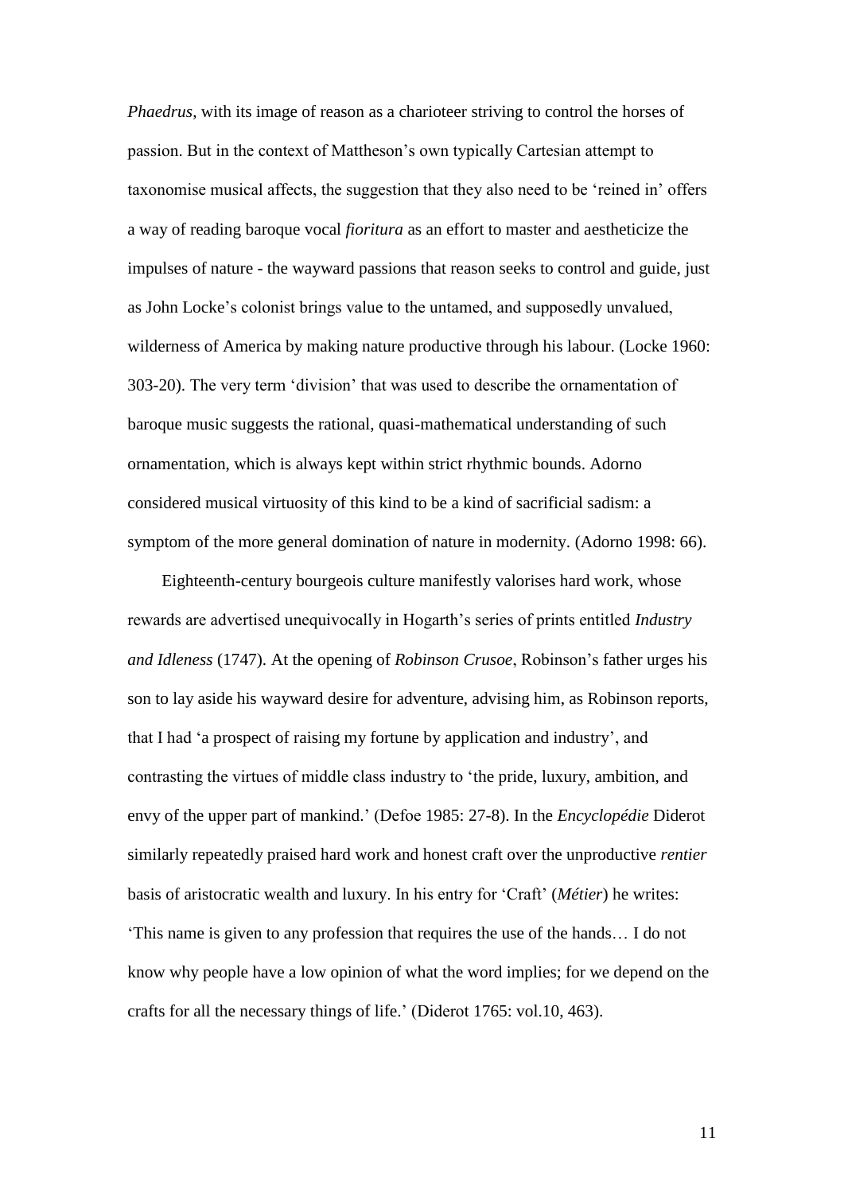*Phaedrus*, with its image of reason as a charioteer striving to control the horses of passion. But in the context of Mattheson's own typically Cartesian attempt to taxonomise musical affects, the suggestion that they also need to be 'reined in' offers a way of reading baroque vocal *fioritura* as an effort to master and aestheticize the impulses of nature - the wayward passions that reason seeks to control and guide, just as John Locke's colonist brings value to the untamed, and supposedly unvalued, wilderness of America by making nature productive through his labour. (Locke 1960: 303-20). The very term 'division' that was used to describe the ornamentation of baroque music suggests the rational, quasi-mathematical understanding of such ornamentation, which is always kept within strict rhythmic bounds. Adorno considered musical virtuosity of this kind to be a kind of sacrificial sadism: a symptom of the more general domination of nature in modernity. (Adorno 1998: 66).

Eighteenth-century bourgeois culture manifestly valorises hard work, whose rewards are advertised unequivocally in Hogarth's series of prints entitled *Industry and Idleness* (1747). At the opening of *Robinson Crusoe*, Robinson's father urges his son to lay aside his wayward desire for adventure, advising him, as Robinson reports, that I had 'a prospect of raising my fortune by application and industry', and contrasting the virtues of middle class industry to 'the pride, luxury, ambition, and envy of the upper part of mankind.' (Defoe 1985: 27-8). In the *Encyclopédie* Diderot similarly repeatedly praised hard work and honest craft over the unproductive *rentier* basis of aristocratic wealth and luxury. In his entry for 'Craft' (*Métier*) he writes: 'This name is given to any profession that requires the use of the hands… I do not know why people have a low opinion of what the word implies; for we depend on the crafts for all the necessary things of life.' (Diderot 1765: vol.10, 463).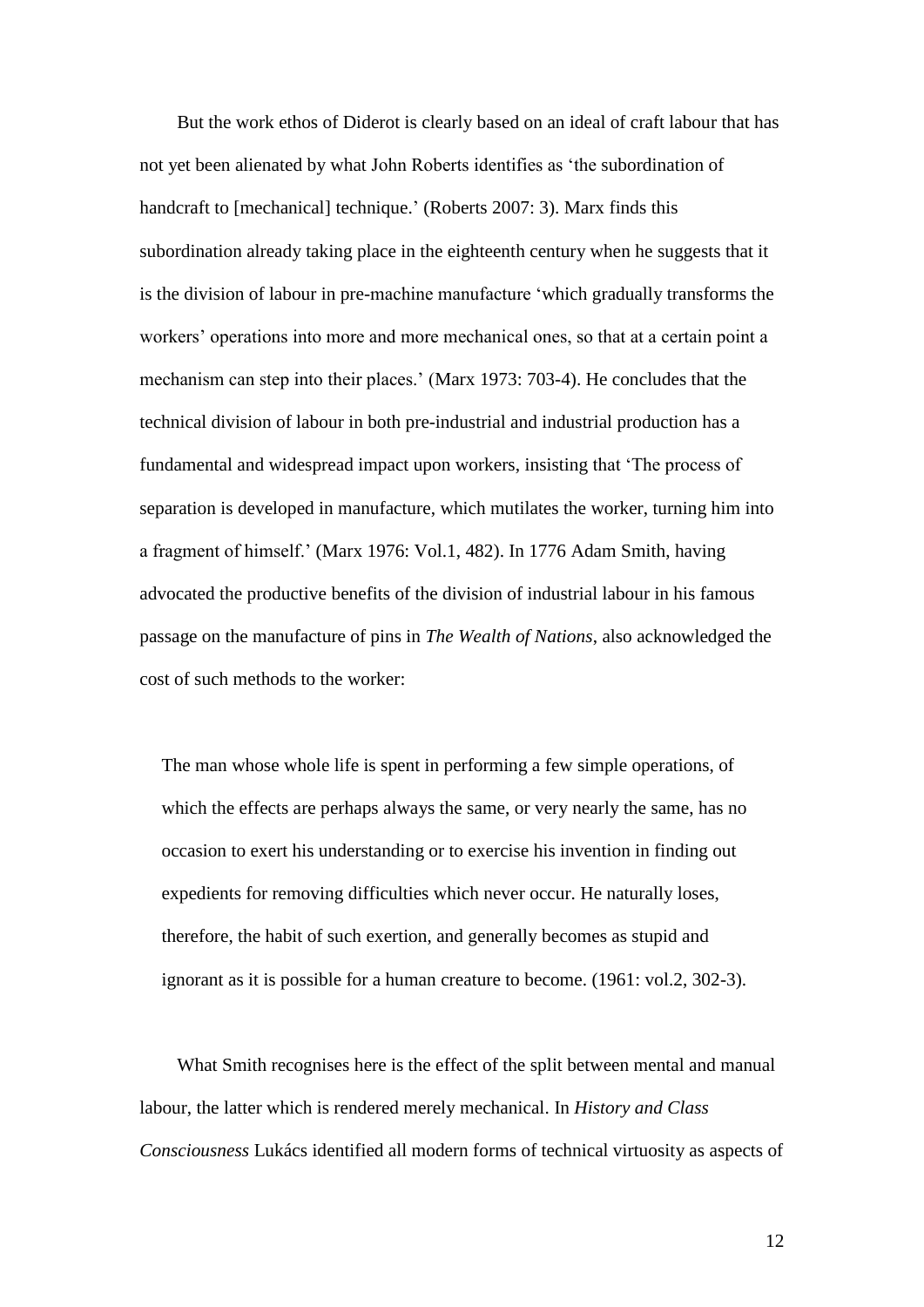But the work ethos of Diderot is clearly based on an ideal of craft labour that has not yet been alienated by what John Roberts identifies as 'the subordination of handcraft to [mechanical] technique.' (Roberts 2007: 3). Marx finds this subordination already taking place in the eighteenth century when he suggests that it is the division of labour in pre-machine manufacture 'which gradually transforms the workers' operations into more and more mechanical ones, so that at a certain point a mechanism can step into their places.' (Marx 1973: 703-4). He concludes that the technical division of labour in both pre-industrial and industrial production has a fundamental and widespread impact upon workers, insisting that 'The process of separation is developed in manufacture, which mutilates the worker, turning him into a fragment of himself.' (Marx 1976: Vol.1, 482). In 1776 Adam Smith, having advocated the productive benefits of the division of industrial labour in his famous passage on the manufacture of pins in *The Wealth of Nations*, also acknowledged the cost of such methods to the worker:

> The man whose whole life is spent in performing a few simple operations, of which the effects are perhaps always the same, or very nearly the same, has no occasion to exert his understanding or to exercise his invention in finding out expedients for removing difficulties which never occur. He naturally loses, therefore, the habit of such exertion, and generally becomes as stupid and ignorant as it is possible for a human creature to become. (1961: vol.2, 302-3).

What Smith recognises here is the effect of the split between mental and manual labour, the latter which is rendered merely mechanical. In *History and Class Consciousness* Lukács identified all modern forms of technical virtuosity as aspects of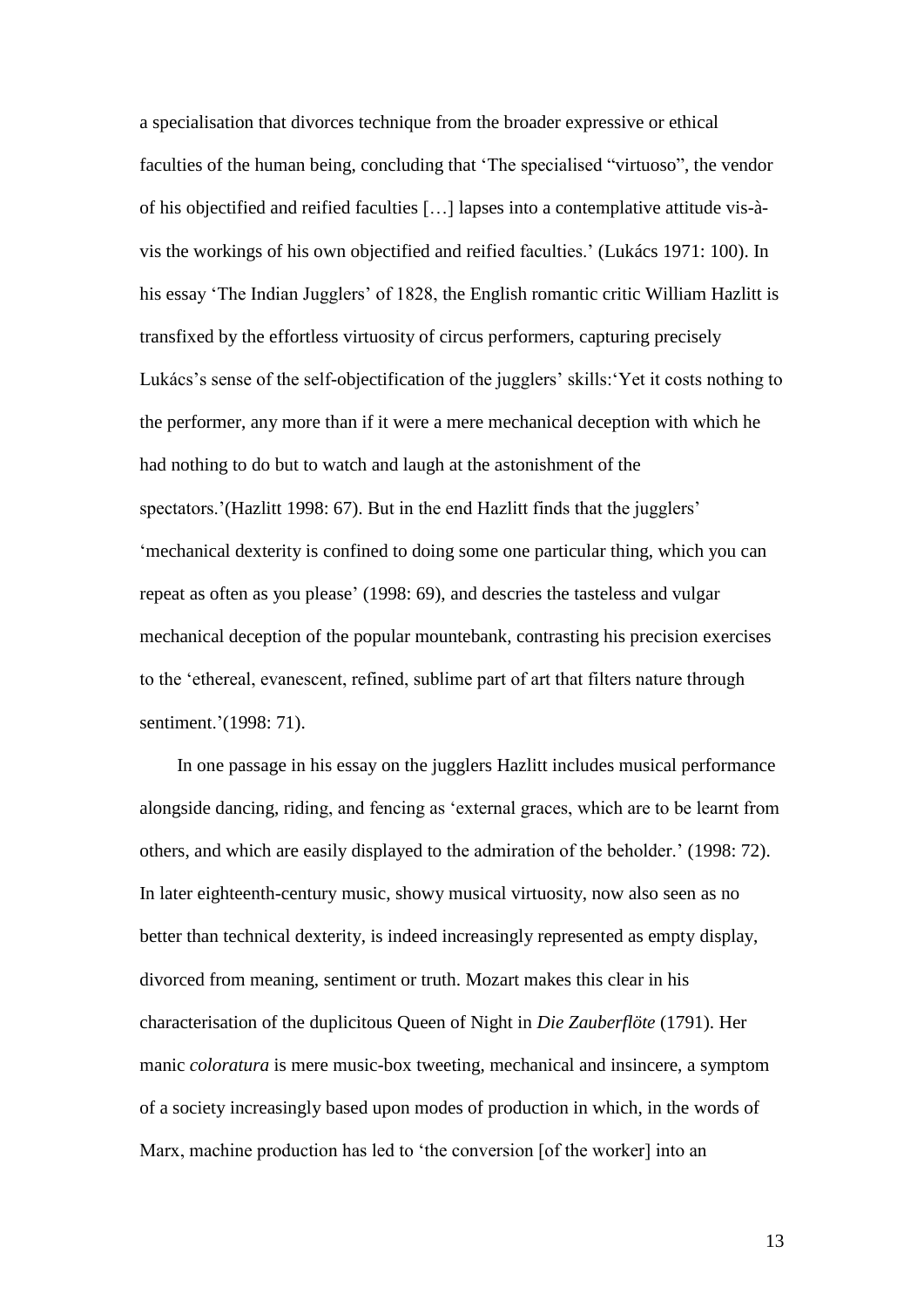a specialisation that divorces technique from the broader expressive or ethical faculties of the human being, concluding that 'The specialised "virtuoso", the vendor of his objectified and reified faculties […] lapses into a contemplative attitude vis-à-vis the workings of his own objectified and reified faculties.' (Lukács 1971: 100). In his essay 'The Indian Jugglers' of 1828, the English romantic critic William Hazlitt is transfixed by the effortless virtuosity of circus performers, capturing precisely Lukács's sense of the self-objectification of the jugglers' skills:'Yet it costs nothing to the performer, any more than if it were a mere mechanical deception with which he had nothing to do but to watch and laugh at the astonishment of the spectators.'(Hazlitt 1998: 67). But in the end Hazlitt finds that the jugglers' 'mechanical dexterity is confined to doing some one particular thing, which you can repeat as often as you please' (1998: 69), and descries the tasteless and vulgar mechanical deception of the popular mountebank, contrasting his precision exercises to the 'ethereal, evanescent, refined, sublime part of art that filters nature through sentiment.'(1998: 71).

In one passage in his essay on the jugglers Hazlitt includes musical performance alongside dancing, riding, and fencing as 'external graces, which are to be learnt from others, and which are easily displayed to the admiration of the beholder.' (1998: 72). In later eighteenth-century music, showy musical virtuosity, now also seen as no better than technical dexterity, is indeed increasingly represented as empty display, divorced from meaning, sentiment or truth. Mozart makes this clear in his characterisation of the duplicitous Queen of Night in *Die Zauberflöte* (1791). Her manic *coloratura* is mere music-box tweeting, mechanical and insincere, a symptom of a society increasingly based upon modes of production in which, in the words of Marx, machine production has led to 'the conversion [of the worker] into an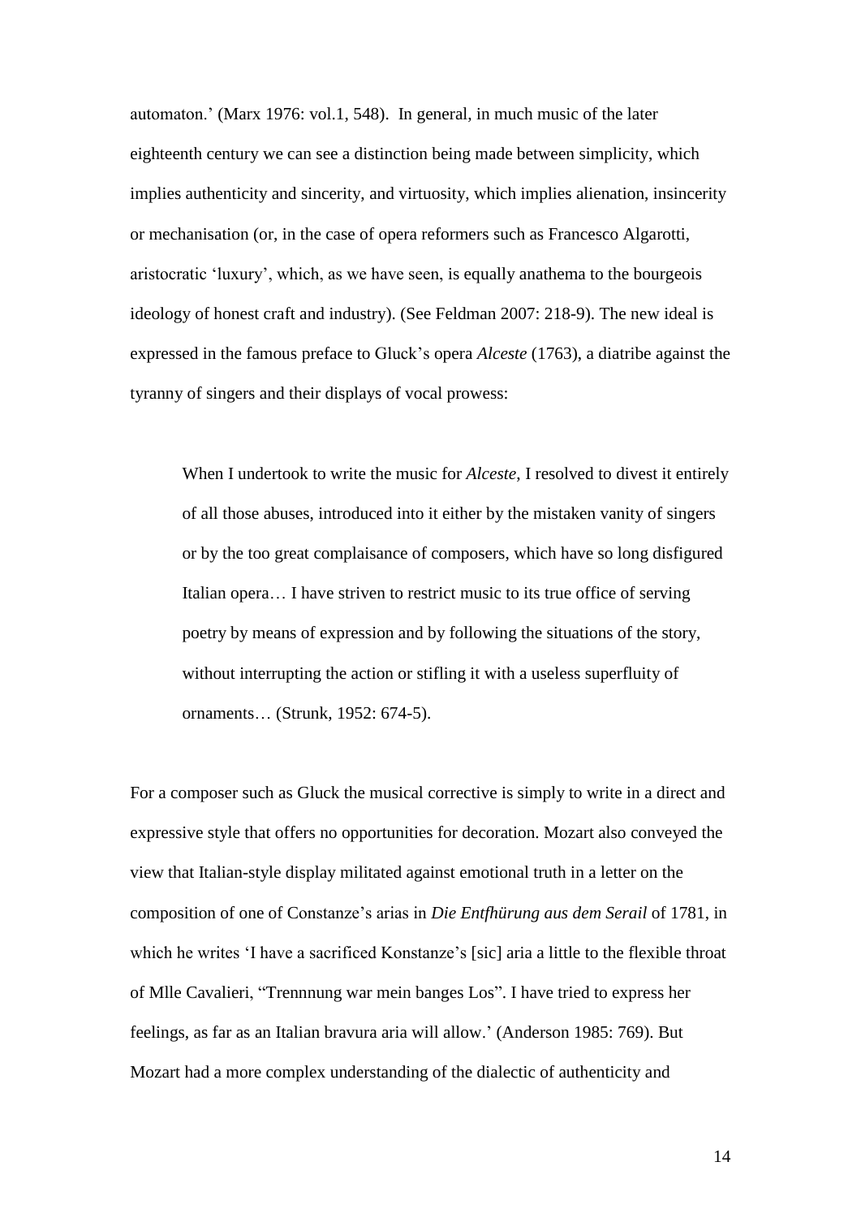automaton.' (Marx 1976: vol.1, 548). In general, in much music of the later eighteenth century we can see a distinction being made between simplicity, which implies authenticity and sincerity, and virtuosity, which implies alienation, insincerity or mechanisation (or, in the case of opera reformers such as Francesco Algarotti, aristocratic 'luxury', which, as we have seen, is equally anathema to the bourgeois ideology of honest craft and industry). (See Feldman 2007: 218-9). The new ideal is expressed in the famous preface to Gluck's opera *Alceste* (1763), a diatribe against the tyranny of singers and their displays of vocal prowess:

> When I undertook to write the music for *Alceste*, I resolved to divest it entirely of all those abuses, introduced into it either by the mistaken vanity of singers or by the too great complaisance of composers, which have so long disfigured Italian opera… I have striven to restrict music to its true office of serving poetry by means of expression and by following the situations of the story, without interrupting the action or stifling it with a useless superfluity of ornaments… (Strunk, 1952: 674-5).

For a composer such as Gluck the musical corrective is simply to write in a direct and expressive style that offers no opportunities for decoration. Mozart also conveyed the view that Italian-style display militated against emotional truth in a letter on the composition of one of Constanze's arias in *Die Entfhürung aus dem Serail* of 1781, in which he writes 'I have a sacrificed Konstanze's [sic] aria a little to the flexible throat of Mlle Cavalieri, "Trennnung war mein banges Los". I have tried to express her feelings, as far as an Italian bravura aria will allow.' (Anderson 1985: 769). But Mozart had a more complex understanding of the dialectic of authenticity and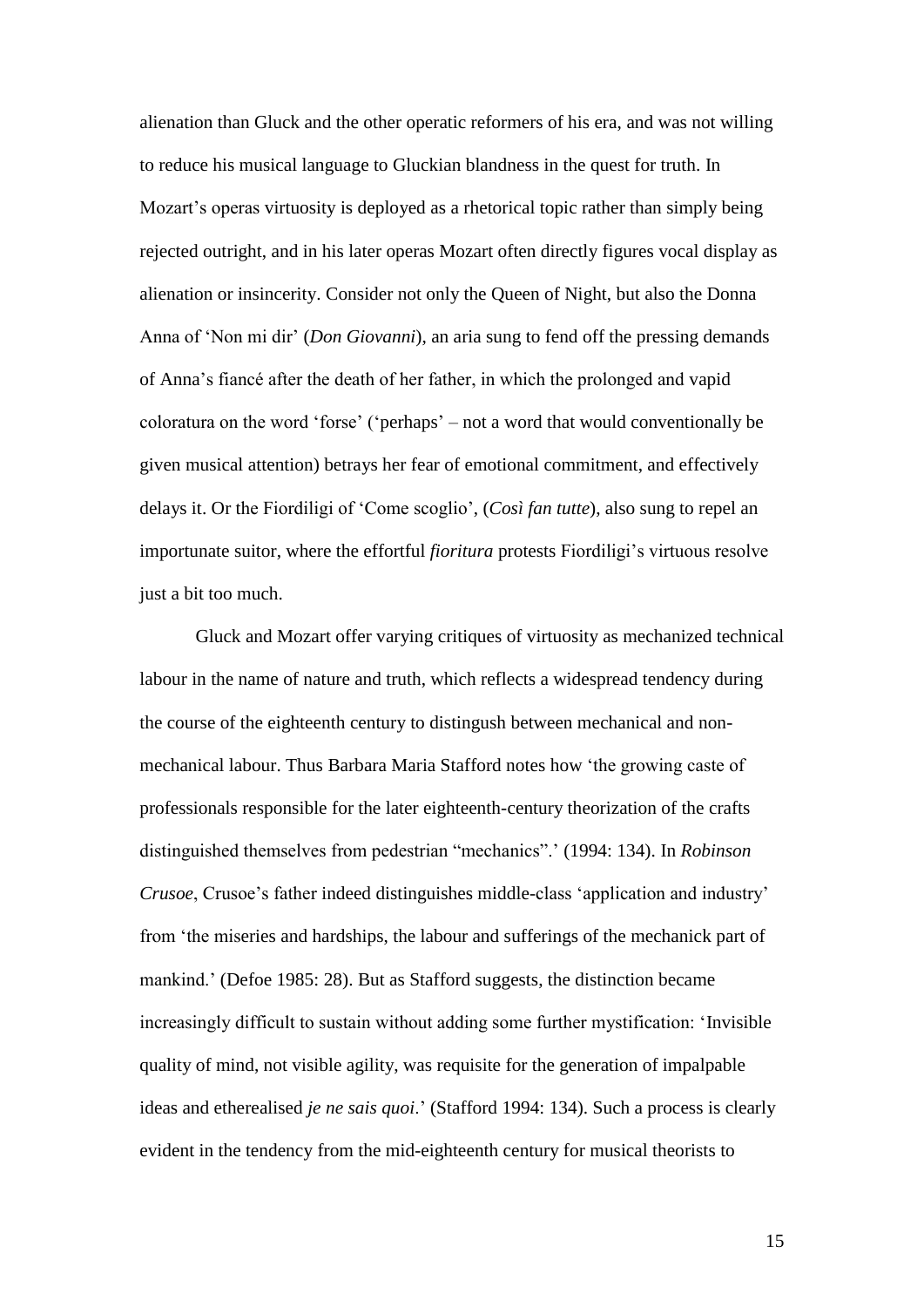alienation than Gluck and the other operatic reformers of his era, and was not willing to reduce his musical language to Gluckian blandness in the quest for truth. In Mozart's operas virtuosity is deployed as a rhetorical topic rather than simply being rejected outright, and in his later operas Mozart often directly figures vocal display as alienation or insincerity. Consider not only the Queen of Night, but also the Donna Anna of 'Non mi dir' (*Don Giovanni*), an aria sung to fend off the pressing demands of Anna's fiancé after the death of her father, in which the prolonged and vapid coloratura on the word 'forse' ('perhaps' – not a word that would conventionally be given musical attention) betrays her fear of emotional commitment, and effectively delays it. Or the Fiordiligi of 'Come scoglio', (*Così fan tutte*), also sung to repel an importunate suitor, where the effortful *fioritura* protests Fiordiligi's virtuous resolve just a bit too much.

Gluck and Mozart offer varying critiques of virtuosity as mechanized technical labour in the name of nature and truth, which reflects a widespread tendency during the course of the eighteenth century to distingush between mechanical and non-mechanical labour. Thus Barbara Maria Stafford notes how 'the growing caste of professionals responsible for the later eighteenth-century theorization of the crafts distinguished themselves from pedestrian "mechanics".' (1994: 134). In *Robinson Crusoe*, Crusoe's father indeed distinguishes middle-class 'application and industry' from 'the miseries and hardships, the labour and sufferings of the mechanick part of mankind.' (Defoe 1985: 28). But as Stafford suggests, the distinction became increasingly difficult to sustain without adding some further mystification: 'Invisible quality of mind, not visible agility, was requisite for the generation of impalpable ideas and etherealised *je ne sais quoi*.' (Stafford 1994: 134). Such a process is clearly evident in the tendency from the mid-eighteenth century for musical theorists to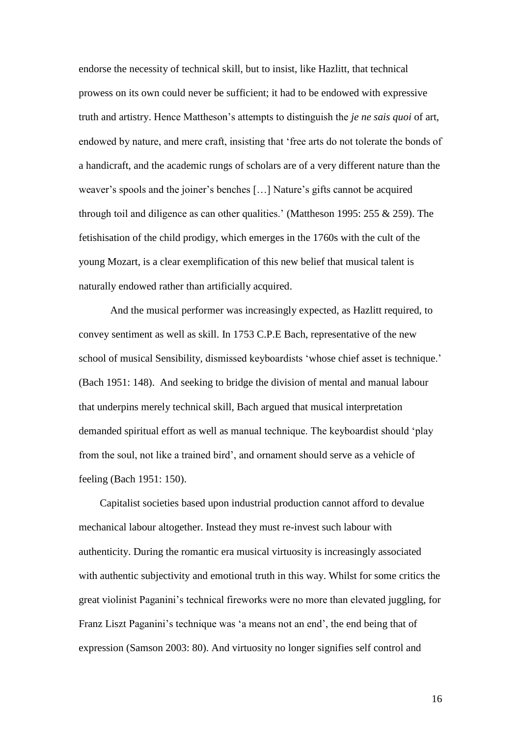endorse the necessity of technical skill, but to insist, like Hazlitt, that technical prowess on its own could never be sufficient; it had to be endowed with expressive truth and artistry. Hence Mattheson's attempts to distinguish the *je ne sais quoi* of art, endowed by nature, and mere craft, insisting that 'free arts do not tolerate the bonds of a handicraft, and the academic rungs of scholars are of a very different nature than the weaver's spools and the joiner's benches […] Nature's gifts cannot be acquired through toil and diligence as can other qualities.' (Mattheson 1995: 255 & 259). The fetishisation of the child prodigy, which emerges in the 1760s with the cult of the young Mozart, is a clear exemplification of this new belief that musical talent is naturally endowed rather than artificially acquired.

And the musical performer was increasingly expected, as Hazlitt required, to convey sentiment as well as skill. In 1753 C.P.E Bach, representative of the new school of musical Sensibility, dismissed keyboardists 'whose chief asset is technique.' (Bach 1951: 148). And seeking to bridge the division of mental and manual labour that underpins merely technical skill, Bach argued that musical interpretation demanded spiritual effort as well as manual technique. The keyboardist should 'play from the soul, not like a trained bird', and ornament should serve as a vehicle of feeling (Bach 1951: 150).

Capitalist societies based upon industrial production cannot afford to devalue mechanical labour altogether. Instead they must re-invest such labour with authenticity. During the romantic era musical virtuosity is increasingly associated with authentic subjectivity and emotional truth in this way. Whilst for some critics the great violinist Paganini's technical fireworks were no more than elevated juggling, for Franz Liszt Paganini's technique was 'a means not an end', the end being that of expression (Samson 2003: 80). And virtuosity no longer signifies self control and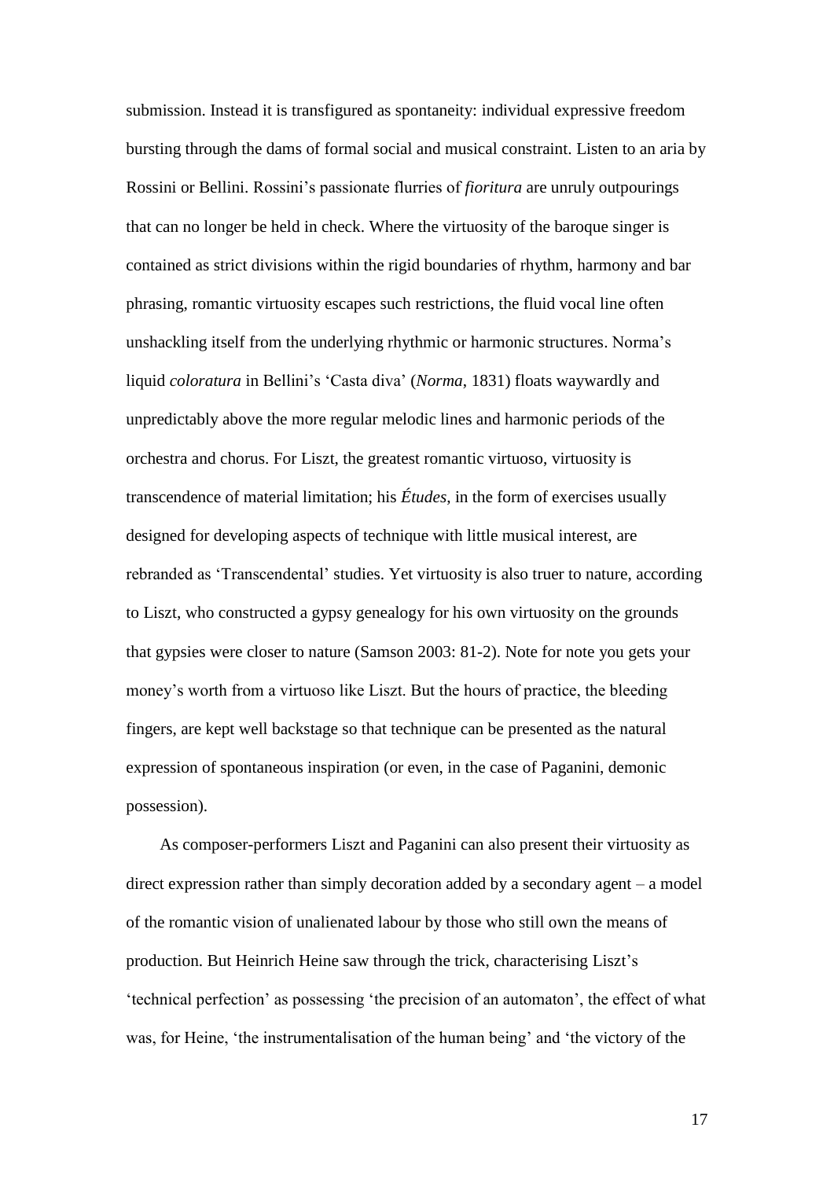submission. Instead it is transfigured as spontaneity: individual expressive freedom bursting through the dams of formal social and musical constraint. Listen to an aria by Rossini or Bellini. Rossini's passionate flurries of *fioritura* are unruly outpourings that can no longer be held in check. Where the virtuosity of the baroque singer is contained as strict divisions within the rigid boundaries of rhythm, harmony and bar phrasing, romantic virtuosity escapes such restrictions, the fluid vocal line often unshackling itself from the underlying rhythmic or harmonic structures. Norma's liquid *coloratura* in Bellini's 'Casta diva' (*Norma*, 1831) floats waywardly and unpredictably above the more regular melodic lines and harmonic periods of the orchestra and chorus. For Liszt, the greatest romantic virtuoso, virtuosity is transcendence of material limitation; his *Études*, in the form of exercises usually designed for developing aspects of technique with little musical interest, are rebranded as 'Transcendental' studies. Yet virtuosity is also truer to nature, according to Liszt, who constructed a gypsy genealogy for his own virtuosity on the grounds that gypsies were closer to nature (Samson 2003: 81-2). Note for note you gets your money's worth from a virtuoso like Liszt. But the hours of practice, the bleeding fingers, are kept well backstage so that technique can be presented as the natural expression of spontaneous inspiration (or even, in the case of Paganini, demonic possession).

As composer-performers Liszt and Paganini can also present their virtuosity as direct expression rather than simply decoration added by a secondary agent – a model of the romantic vision of unalienated labour by those who still own the means of production. But Heinrich Heine saw through the trick, characterising Liszt's 'technical perfection' as possessing 'the precision of an automaton', the effect of what was, for Heine, 'the instrumentalisation of the human being' and 'the victory of the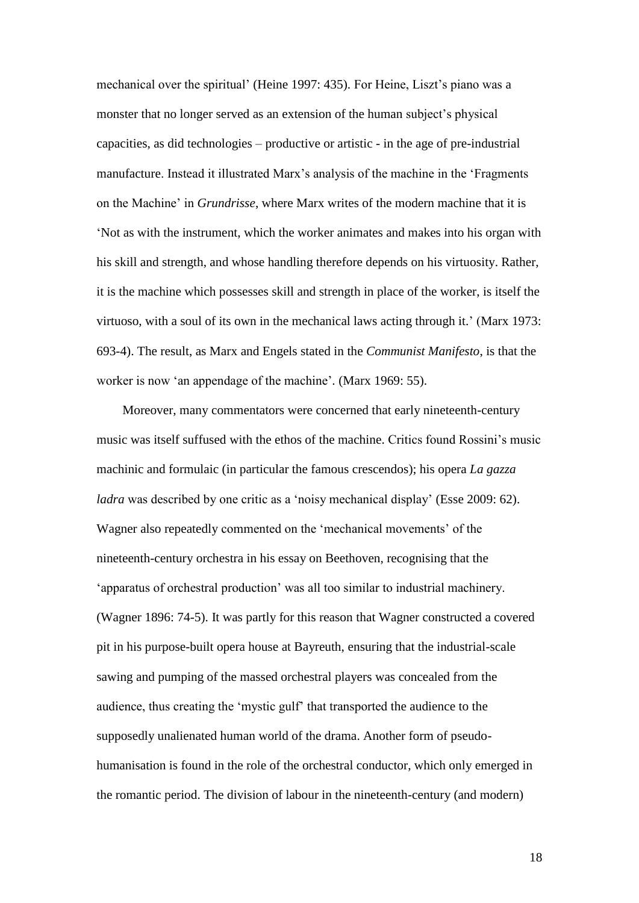mechanical over the spiritual' (Heine 1997: 435). For Heine, Liszt's piano was a monster that no longer served as an extension of the human subject's physical capacities, as did technologies – productive or artistic - in the age of pre-industrial manufacture. Instead it illustrated Marx's analysis of the machine in the 'Fragments on the Machine' in *Grundrisse*, where Marx writes of the modern machine that it is 'Not as with the instrument, which the worker animates and makes into his organ with his skill and strength, and whose handling therefore depends on his virtuosity. Rather, it is the machine which possesses skill and strength in place of the worker, is itself the virtuoso, with a soul of its own in the mechanical laws acting through it.' (Marx 1973: 693-4). The result, as Marx and Engels stated in the *Communist Manifesto*, is that the worker is now 'an appendage of the machine'. (Marx 1969: 55).

Moreover, many commentators were concerned that early nineteenth-century music was itself suffused with the ethos of the machine. Critics found Rossini's music machinic and formulaic (in particular the famous crescendos); his opera *La gazza ladra* was described by one critic as a 'noisy mechanical display' (Esse 2009: 62). Wagner also repeatedly commented on the 'mechanical movements' of the nineteenth-century orchestra in his essay on Beethoven, recognising that the 'apparatus of orchestral production' was all too similar to industrial machinery. (Wagner 1896: 74-5). It was partly for this reason that Wagner constructed a covered pit in his purpose-built opera house at Bayreuth, ensuring that the industrial-scale sawing and pumping of the massed orchestral players was concealed from the audience, thus creating the 'mystic gulf' that transported the audience to the supposedly unalienated human world of the drama. Another form of pseudo-humanisation is found in the role of the orchestral conductor, which only emerged in the romantic period. The division of labour in the nineteenth-century (and modern)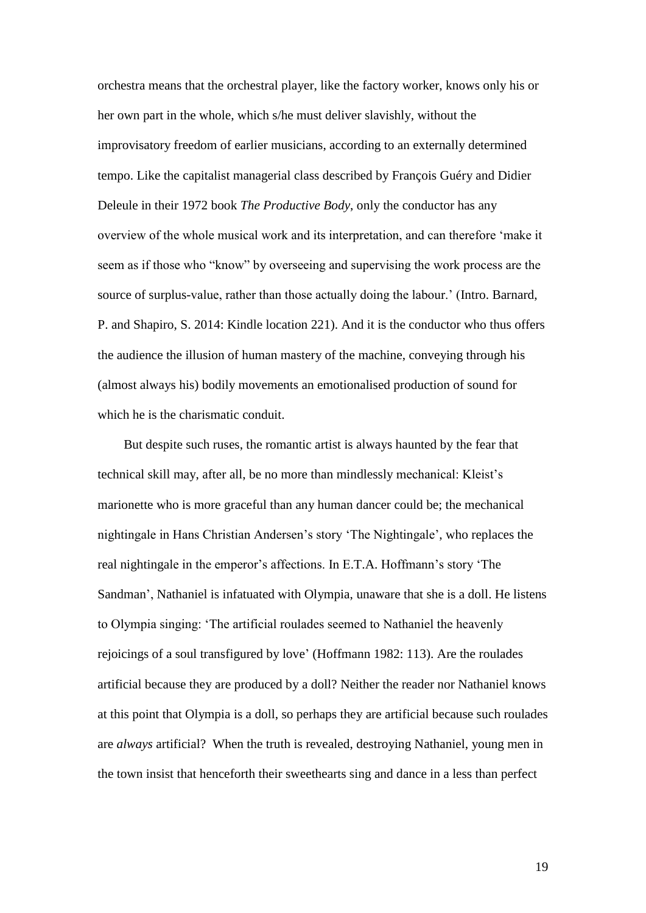orchestra means that the orchestral player, like the factory worker, knows only his or her own part in the whole, which s/he must deliver slavishly, without the improvisatory freedom of earlier musicians, according to an externally determined tempo. Like the capitalist managerial class described by François Guéry and Didier Deleule in their 1972 book *The Productive Body*, only the conductor has any overview of the whole musical work and its interpretation, and can therefore 'make it seem as if those who "know" by overseeing and supervising the work process are the source of surplus-value, rather than those actually doing the labour.' (Intro. Barnard, P. and Shapiro, S. 2014: Kindle location 221). And it is the conductor who thus offers the audience the illusion of human mastery of the machine, conveying through his (almost always his) bodily movements an emotionalised production of sound for which he is the charismatic conduit.

But despite such ruses, the romantic artist is always haunted by the fear that technical skill may, after all, be no more than mindlessly mechanical: Kleist's marionette who is more graceful than any human dancer could be; the mechanical nightingale in Hans Christian Andersen's story 'The Nightingale', who replaces the real nightingale in the emperor's affections. In E.T.A. Hoffmann's story 'The Sandman', Nathaniel is infatuated with Olympia, unaware that she is a doll. He listens to Olympia singing: 'The artificial roulades seemed to Nathaniel the heavenly rejoicings of a soul transfigured by love' (Hoffmann 1982: 113). Are the roulades artificial because they are produced by a doll? Neither the reader nor Nathaniel knows at this point that Olympia is a doll, so perhaps they are artificial because such roulades are *always* artificial? When the truth is revealed, destroying Nathaniel, young men in the town insist that henceforth their sweethearts sing and dance in a less than perfect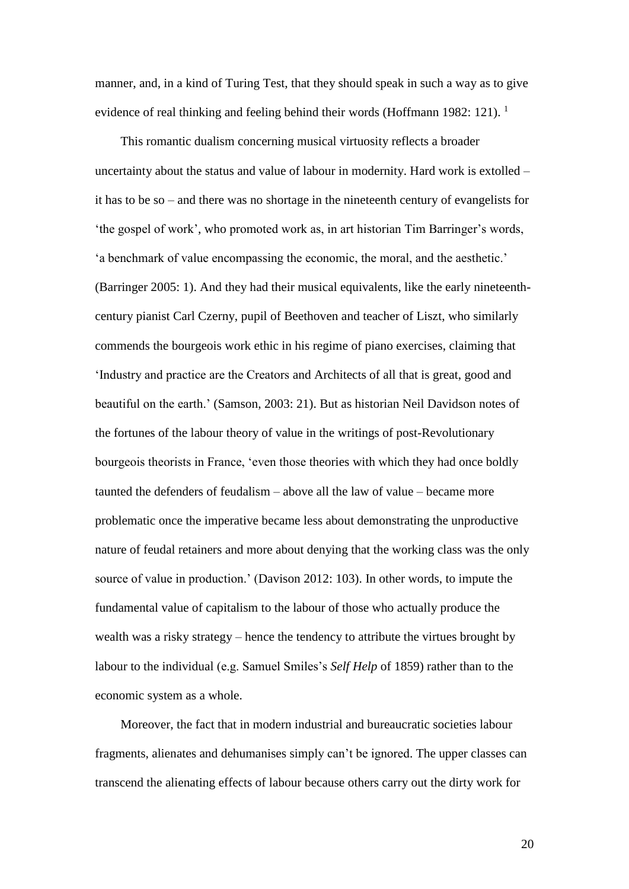manner, and, in a kind of Turing Test, that they should speak in such a way as to give evidence of real thinking and feeling behind their words (Hoffmann 1982: 121). [1]

This romantic dualism concerning musical virtuosity reflects a broader uncertainty about the status and value of labour in modernity. Hard work is extolled – it has to be so – and there was no shortage in the nineteenth century of evangelists for 'the gospel of work', who promoted work as, in art historian Tim Barringer's words, 'a benchmark of value encompassing the economic, the moral, and the aesthetic.' (Barringer 2005: 1). And they had their musical equivalents, like the early nineteenth-century pianist Carl Czerny, pupil of Beethoven and teacher of Liszt, who similarly commends the bourgeois work ethic in his regime of piano exercises, claiming that 'Industry and practice are the Creators and Architects of all that is great, good and beautiful on the earth.' (Samson, 2003: 21). But as historian Neil Davidson notes of the fortunes of the labour theory of value in the writings of post-Revolutionary bourgeois theorists in France, 'even those theories with which they had once boldly taunted the defenders of feudalism – above all the law of value – became more problematic once the imperative became less about demonstrating the unproductive nature of feudal retainers and more about denying that the working class was the only source of value in production.' (Davison 2012: 103). In other words, to impute the fundamental value of capitalism to the labour of those who actually produce the wealth was a risky strategy – hence the tendency to attribute the virtues brought by labour to the individual (e.g. Samuel Smiles's *Self Help* of 1859) rather than to the economic system as a whole.

Moreover, the fact that in modern industrial and bureaucratic societies labour fragments, alienates and dehumanises simply can't be ignored. The upper classes can transcend the alienating effects of labour because others carry out the dirty work for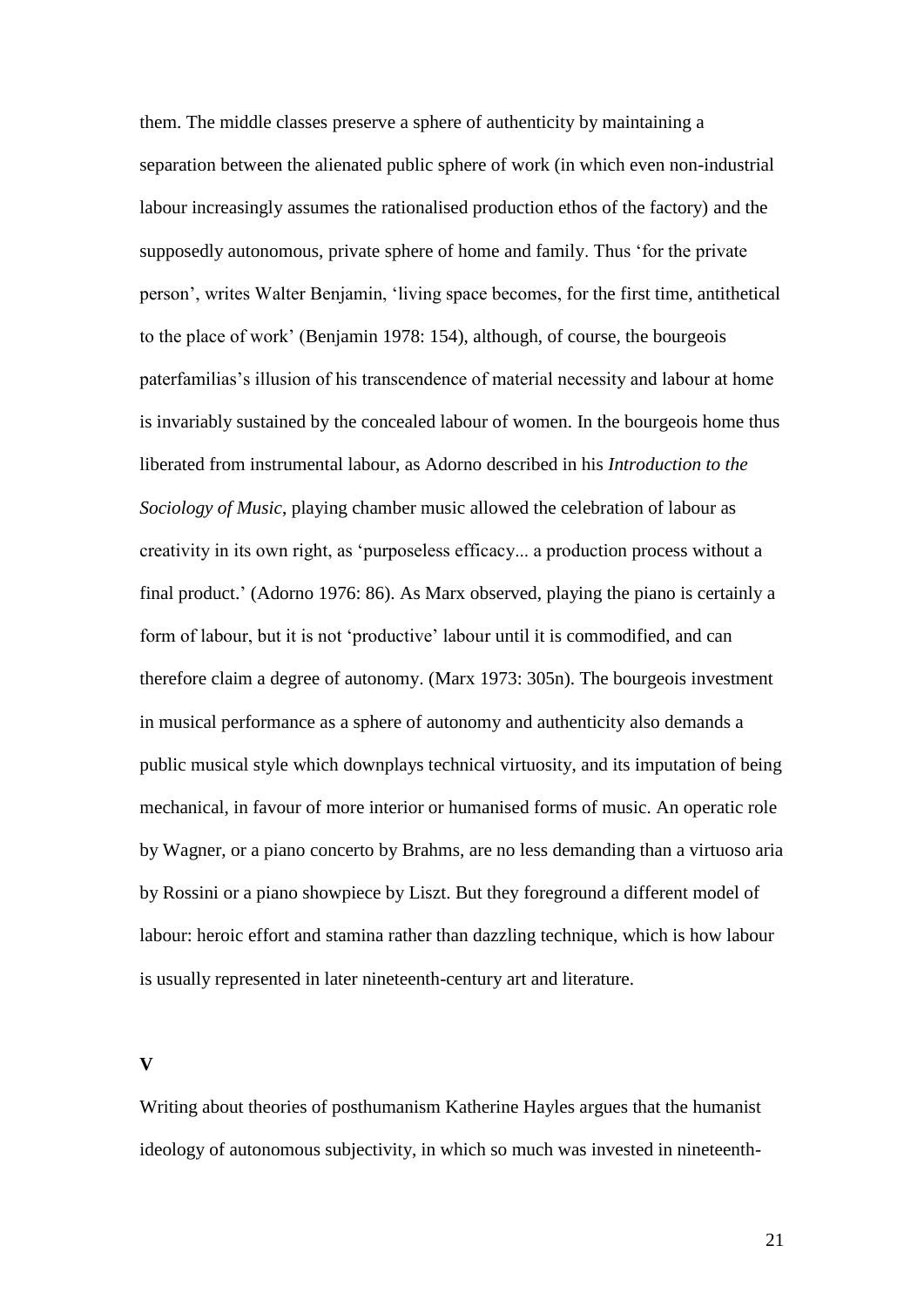them. The middle classes preserve a sphere of authenticity by maintaining a separation between the alienated public sphere of work (in which even non-industrial labour increasingly assumes the rationalised production ethos of the factory) and the supposedly autonomous, private sphere of home and family. Thus 'for the private person', writes Walter Benjamin, 'living space becomes, for the first time, antithetical to the place of work' (Benjamin 1978: 154), although, of course, the bourgeois paterfamilias's illusion of his transcendence of material necessity and labour at home is invariably sustained by the concealed labour of women. In the bourgeois home thus liberated from instrumental labour, as Adorno described in his *Introduction to the Sociology of Music*, playing chamber music allowed the celebration of labour as creativity in its own right, as 'purposeless efficacy... a production process without a final product.' (Adorno 1976: 86). As Marx observed, playing the piano is certainly a form of labour, but it is not 'productive' labour until it is commodified, and can therefore claim a degree of autonomy. (Marx 1973: 305n). The bourgeois investment in musical performance as a sphere of autonomy and authenticity also demands a public musical style which downplays technical virtuosity, and its imputation of being mechanical, in favour of more interior or humanised forms of music. An operatic role by Wagner, or a piano concerto by Brahms, are no less demanding than a virtuoso aria by Rossini or a piano showpiece by Liszt. But they foreground a different model of labour: heroic effort and stamina rather than dazzling technique, which is how labour is usually represented in later nineteenth-century art and literature.

**V**

Writing about theories of posthumanism Katherine Hayles argues that the humanist ideology of autonomous subjectivity, in which so much was invested in nineteenth-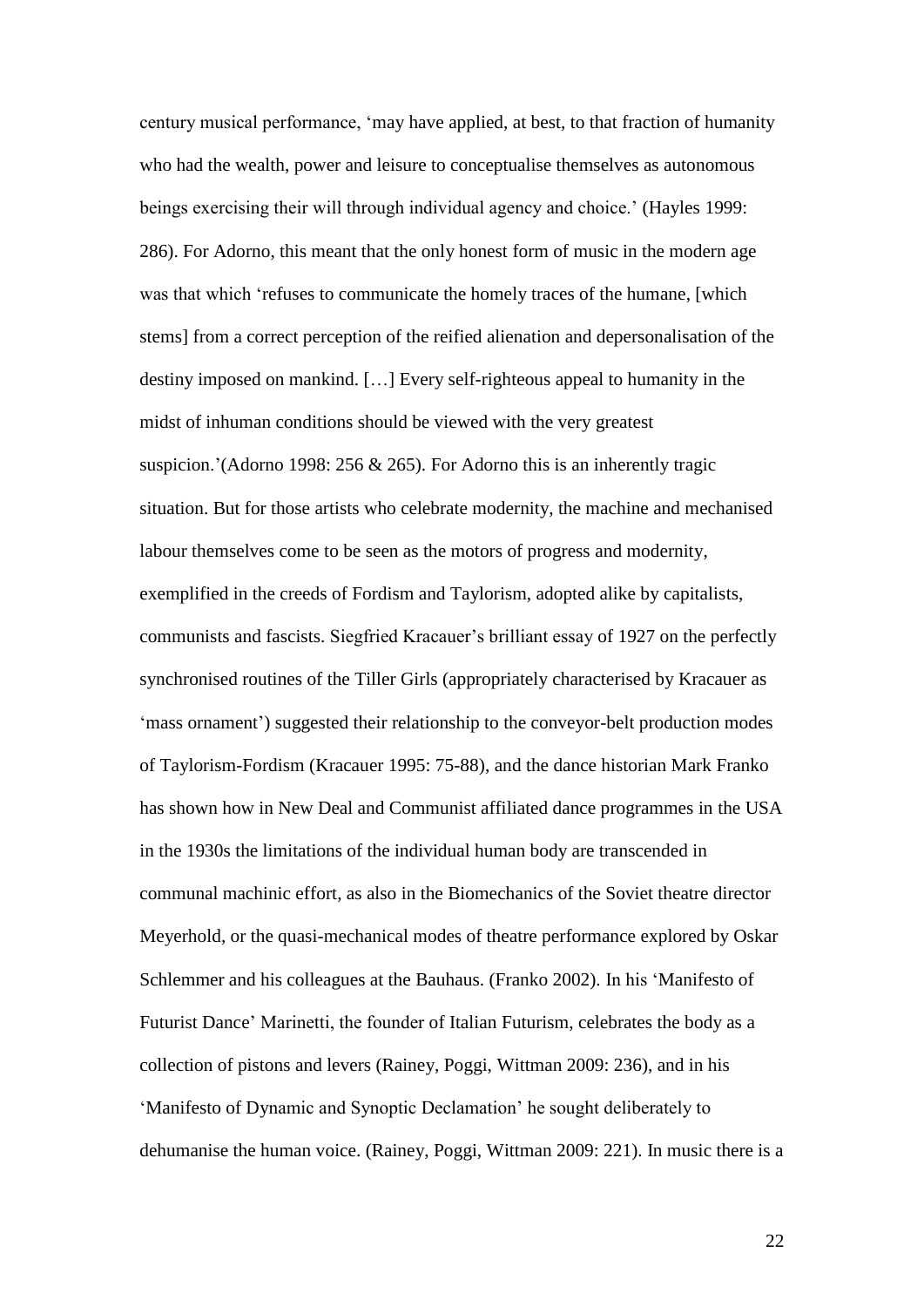century musical performance, 'may have applied, at best, to that fraction of humanity who had the wealth, power and leisure to conceptualise themselves as autonomous beings exercising their will through individual agency and choice.' (Hayles 1999: 286). For Adorno, this meant that the only honest form of music in the modern age was that which 'refuses to communicate the homely traces of the humane, [which stems] from a correct perception of the reified alienation and depersonalisation of the destiny imposed on mankind. […] Every self-righteous appeal to humanity in the midst of inhuman conditions should be viewed with the very greatest suspicion.'(Adorno 1998: 256 & 265). For Adorno this is an inherently tragic situation. But for those artists who celebrate modernity, the machine and mechanised labour themselves come to be seen as the motors of progress and modernity, exemplified in the creeds of Fordism and Taylorism, adopted alike by capitalists, communists and fascists. Siegfried Kracauer's brilliant essay of 1927 on the perfectly synchronised routines of the Tiller Girls (appropriately characterised by Kracauer as 'mass ornament') suggested their relationship to the conveyor-belt production modes of Taylorism-Fordism (Kracauer 1995: 75-88), and the dance historian Mark Franko has shown how in New Deal and Communist affiliated dance programmes in the USA in the 1930s the limitations of the individual human body are transcended in communal machinic effort, as also in the Biomechanics of the Soviet theatre director Meyerhold, or the quasi-mechanical modes of theatre performance explored by Oskar Schlemmer and his colleagues at the Bauhaus. (Franko 2002). In his 'Manifesto of Futurist Dance' Marinetti, the founder of Italian Futurism, celebrates the body as a collection of pistons and levers (Rainey, Poggi, Wittman 2009: 236), and in his 'Manifesto of Dynamic and Synoptic Declamation' he sought deliberately to dehumanise the human voice. (Rainey, Poggi, Wittman 2009: 221). In music there is a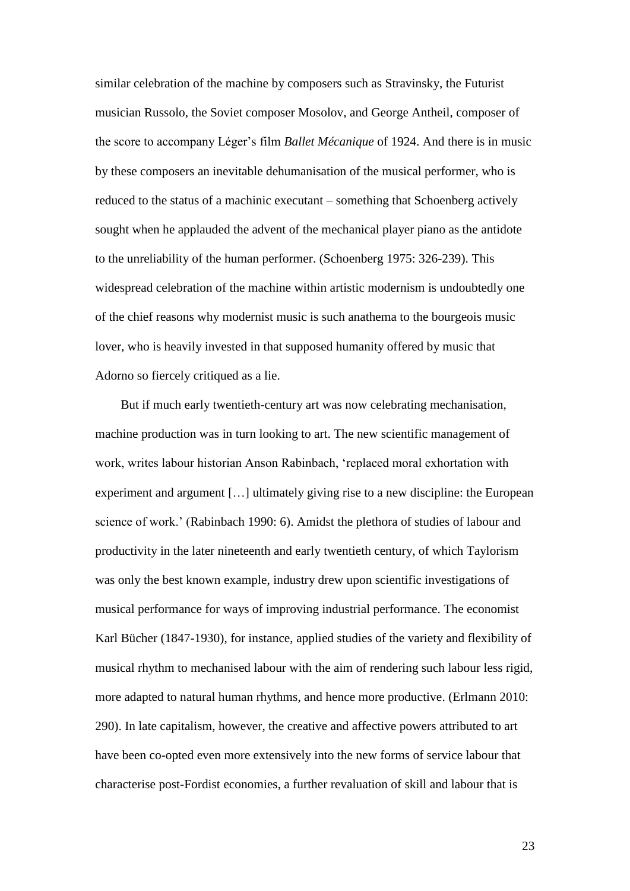similar celebration of the machine by composers such as Stravinsky, the Futurist musician Russolo, the Soviet composer Mosolov, and George Antheil, composer of the score to accompany Léger's film *Ballet Mécanique* of 1924. And there is in music by these composers an inevitable dehumanisation of the musical performer, who is reduced to the status of a machinic executant – something that Schoenberg actively sought when he applauded the advent of the mechanical player piano as the antidote to the unreliability of the human performer. (Schoenberg 1975: 326-239). This widespread celebration of the machine within artistic modernism is undoubtedly one of the chief reasons why modernist music is such anathema to the bourgeois music lover, who is heavily invested in that supposed humanity offered by music that Adorno so fiercely critiqued as a lie.

But if much early twentieth-century art was now celebrating mechanisation, machine production was in turn looking to art. The new scientific management of work, writes labour historian Anson Rabinbach, 'replaced moral exhortation with experiment and argument […] ultimately giving rise to a new discipline: the European science of work.' (Rabinbach 1990: 6). Amidst the plethora of studies of labour and productivity in the later nineteenth and early twentieth century, of which Taylorism was only the best known example, industry drew upon scientific investigations of musical performance for ways of improving industrial performance. The economist Karl Bücher (1847-1930), for instance, applied studies of the variety and flexibility of musical rhythm to mechanised labour with the aim of rendering such labour less rigid, more adapted to natural human rhythms, and hence more productive. (Erlmann 2010: 290). In late capitalism, however, the creative and affective powers attributed to art have been co-opted even more extensively into the new forms of service labour that characterise post-Fordist economies, a further revaluation of skill and labour that is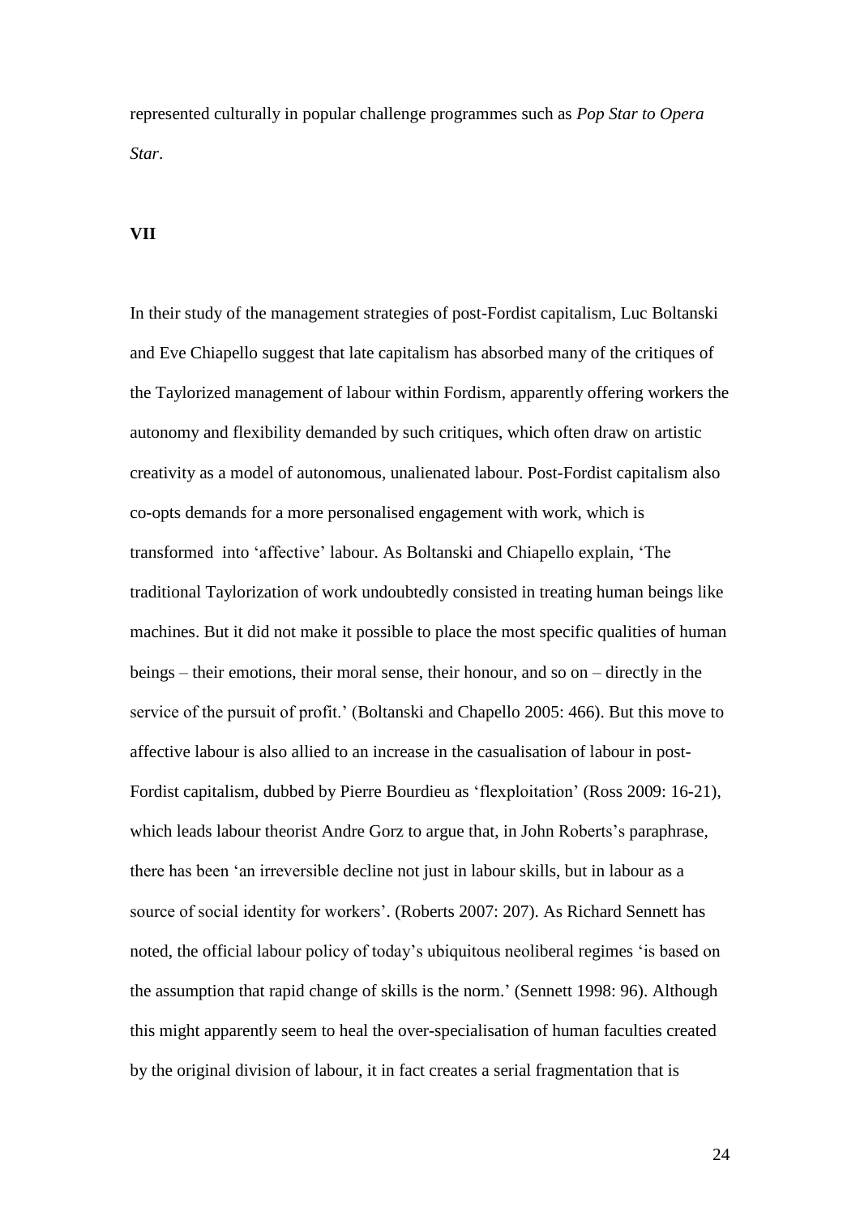represented culturally in popular challenge programmes such as *Pop Star to Opera Star*.

## VII

In their study of the management strategies of post-Fordist capitalism, Luc Boltanski and Eve Chiapello suggest that late capitalism has absorbed many of the critiques of the Taylorized management of labour within Fordism, apparently offering workers the autonomy and flexibility demanded by such critiques, which often draw on artistic creativity as a model of autonomous, unalienated labour. Post-Fordist capitalism also co-opts demands for a more personalised engagement with work, which is transformed into 'affective' labour. As Boltanski and Chiapello explain, 'The traditional Taylorization of work undoubtedly consisted in treating human beings like machines. But it did not make it possible to place the most specific qualities of human beings – their emotions, their moral sense, their honour, and so on – directly in the service of the pursuit of profit.' (Boltanski and Chapello 2005: 466). But this move to affective labour is also allied to an increase in the casualisation of labour in post-Fordist capitalism, dubbed by Pierre Bourdieu as 'flexploitation' (Ross 2009: 16-21), which leads labour theorist Andre Gorz to argue that, in John Roberts's paraphrase, there has been 'an irreversible decline not just in labour skills, but in labour as a source of social identity for workers'. (Roberts 2007: 207). As Richard Sennett has noted, the official labour policy of today's ubiquitous neoliberal regimes 'is based on the assumption that rapid change of skills is the norm.' (Sennett 1998: 96). Although this might apparently seem to heal the over-specialisation of human faculties created by the original division of labour, it in fact creates a serial fragmentation that is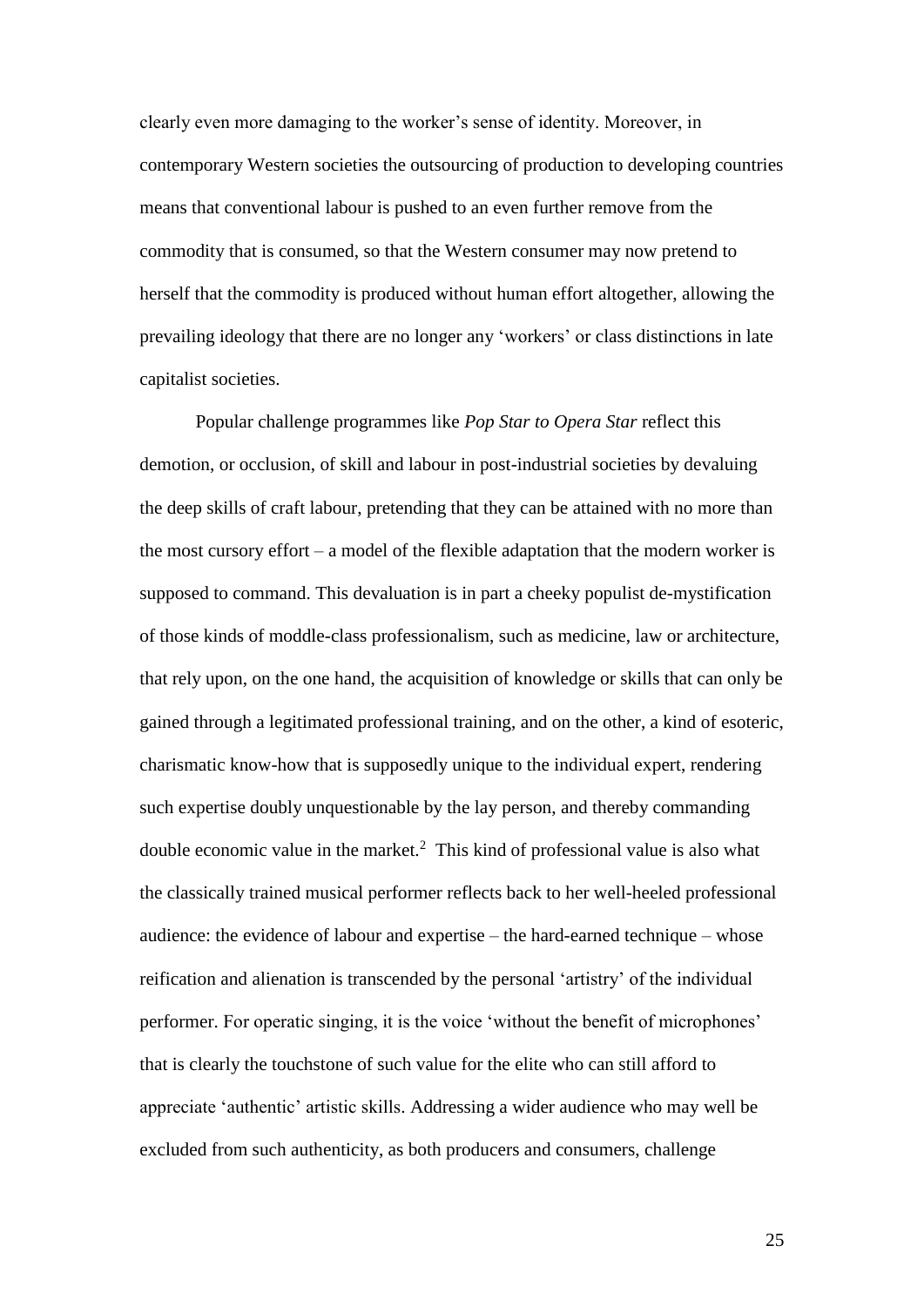clearly even more damaging to the worker's sense of identity. Moreover, in contemporary Western societies the outsourcing of production to developing countries means that conventional labour is pushed to an even further remove from the commodity that is consumed, so that the Western consumer may now pretend to herself that the commodity is produced without human effort altogether, allowing the prevailing ideology that there are no longer any 'workers' or class distinctions in late capitalist societies.

Popular challenge programmes like *Pop Star to Opera Star* reflect this demotion, or occlusion, of skill and labour in post-industrial societies by devaluing the deep skills of craft labour, pretending that they can be attained with no more than the most cursory effort – a model of the flexible adaptation that the modern worker is supposed to command. This devaluation is in part a cheeky populist de-mystification of those kinds of moddle-class professionalism, such as medicine, law or architecture, that rely upon, on the one hand, the acquisition of knowledge or skills that can only be gained through a legitimated professional training, and on the other, a kind of esoteric, charismatic know-how that is supposedly unique to the individual expert, rendering such expertise doubly unquestionable by the lay person, and thereby commanding double economic value in the market.[2] This kind of professional value is also what the classically trained musical performer reflects back to her well-heeled professional audience: the evidence of labour and expertise – the hard-earned technique – whose reification and alienation is transcended by the personal 'artistry' of the individual performer. For operatic singing, it is the voice 'without the benefit of microphones' that is clearly the touchstone of such value for the elite who can still afford to appreciate 'authentic' artistic skills. Addressing a wider audience who may well be excluded from such authenticity, as both producers and consumers, challenge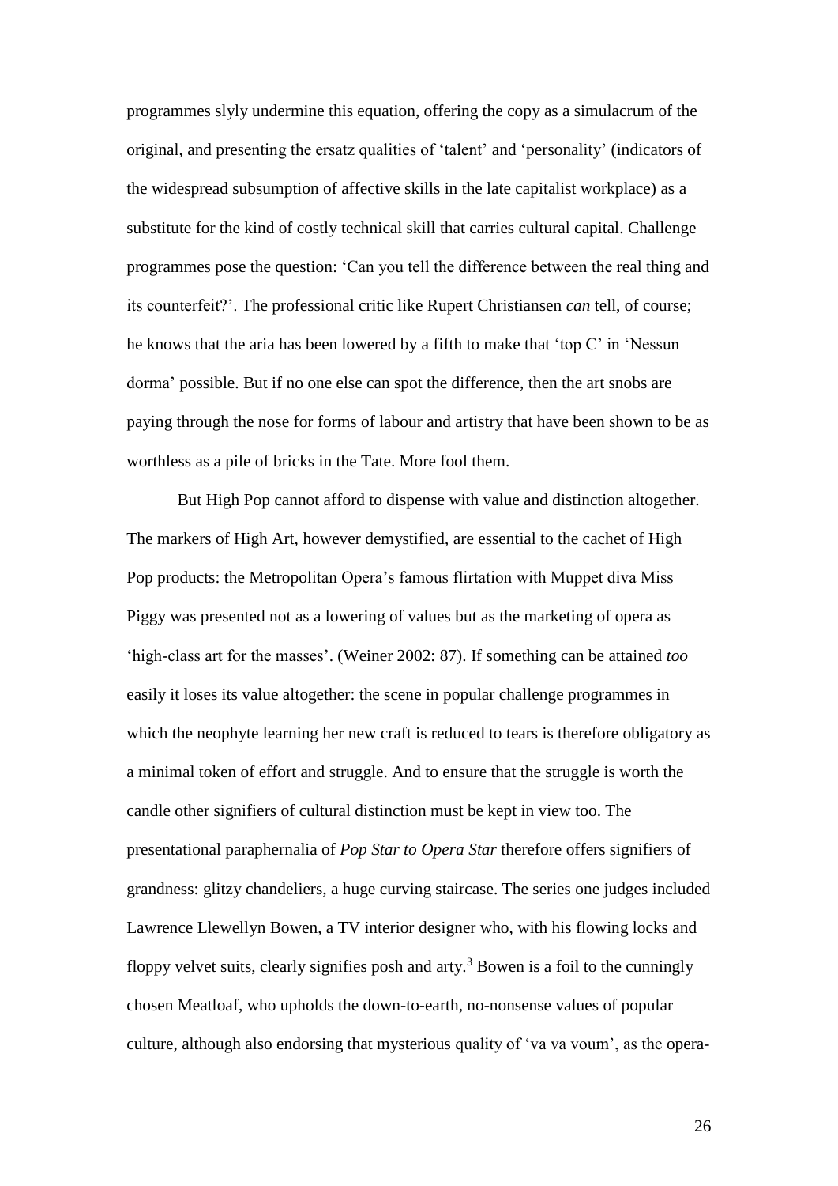programmes slyly undermine this equation, offering the copy as a simulacrum of the original, and presenting the ersatz qualities of 'talent' and 'personality' (indicators of the widespread subsumption of affective skills in the late capitalist workplace) as a substitute for the kind of costly technical skill that carries cultural capital. Challenge programmes pose the question: 'Can you tell the difference between the real thing and its counterfeit?'. The professional critic like Rupert Christiansen *can* tell, of course; he knows that the aria has been lowered by a fifth to make that 'top C' in 'Nessun dorma' possible. But if no one else can spot the difference, then the art snobs are paying through the nose for forms of labour and artistry that have been shown to be as worthless as a pile of bricks in the Tate. More fool them.

But High Pop cannot afford to dispense with value and distinction altogether. The markers of High Art, however demystified, are essential to the cachet of High Pop products: the Metropolitan Opera's famous flirtation with Muppet diva Miss Piggy was presented not as a lowering of values but as the marketing of opera as 'high-class art for the masses'. (Weiner 2002: 87). If something can be attained *too* easily it loses its value altogether: the scene in popular challenge programmes in which the neophyte learning her new craft is reduced to tears is therefore obligatory as a minimal token of effort and struggle. And to ensure that the struggle is worth the candle other signifiers of cultural distinction must be kept in view too. The presentational paraphernalia of *Pop Star to Opera Star* therefore offers signifiers of grandness: glitzy chandeliers, a huge curving staircase. The series one judges included Lawrence Llewellyn Bowen, a TV interior designer who, with his flowing locks and floppy velvet suits, clearly signifies posh and arty.[3] Bowen is a foil to the cunningly chosen Meatloaf, who upholds the down-to-earth, no-nonsense values of popular culture, although also endorsing that mysterious quality of 'va va voum', as the opera-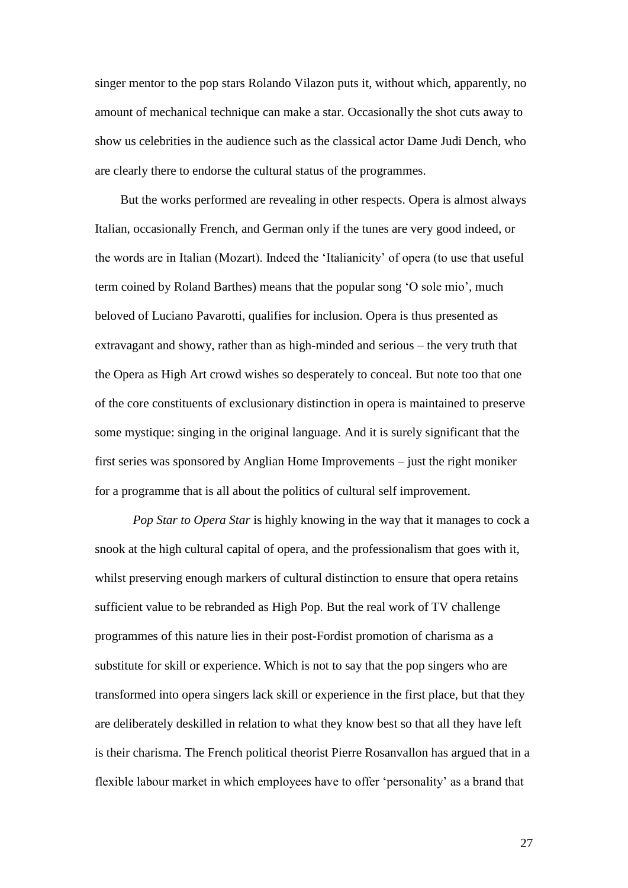singer mentor to the pop stars Rolando Vilazon puts it, without which, apparently, no amount of mechanical technique can make a star. Occasionally the shot cuts away to show us celebrities in the audience such as the classical actor Dame Judi Dench, who are clearly there to endorse the cultural status of the programmes.

But the works performed are revealing in other respects. Opera is almost always Italian, occasionally French, and German only if the tunes are very good indeed, or the words are in Italian (Mozart). Indeed the 'Italianicity' of opera (to use that useful term coined by Roland Barthes) means that the popular song 'O sole mio', much beloved of Luciano Pavarotti, qualifies for inclusion. Opera is thus presented as extravagant and showy, rather than as high-minded and serious – the very truth that the Opera as High Art crowd wishes so desperately to conceal. But note too that one of the core constituents of exclusionary distinction in opera is maintained to preserve some mystique: singing in the original language. And it is surely significant that the first series was sponsored by Anglian Home Improvements – just the right moniker for a programme that is all about the politics of cultural self improvement.

*Pop Star to Opera Star* is highly knowing in the way that it manages to cock a snook at the high cultural capital of opera, and the professionalism that goes with it, whilst preserving enough markers of cultural distinction to ensure that opera retains sufficient value to be rebranded as High Pop. But the real work of TV challenge programmes of this nature lies in their post-Fordist promotion of charisma as a substitute for skill or experience. Which is not to say that the pop singers who are transformed into opera singers lack skill or experience in the first place, but that they are deliberately deskilled in relation to what they know best so that all they have left is their charisma. The French political theorist Pierre Rosanvallon has argued that in a flexible labour market in which employees have to offer 'personality' as a brand that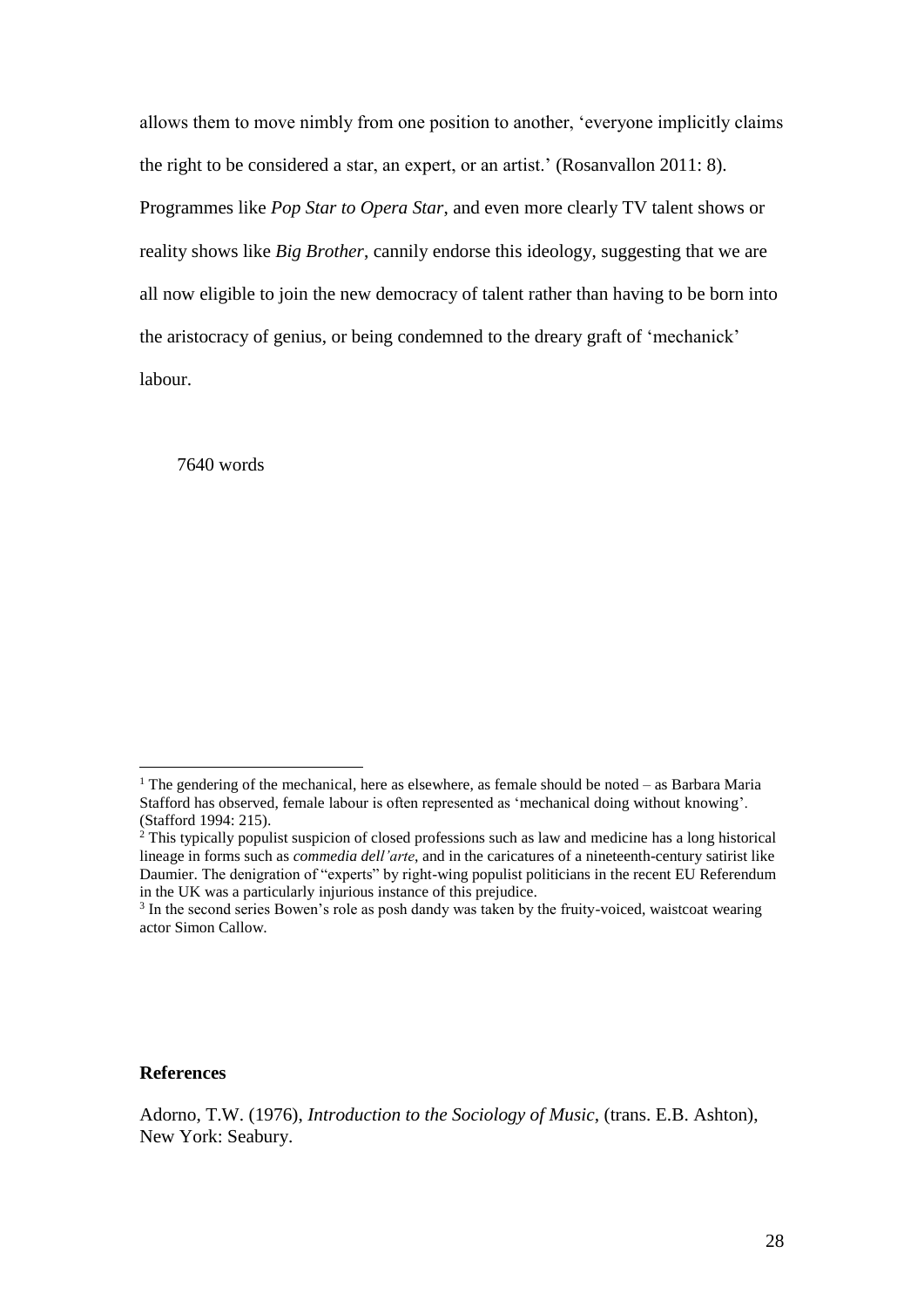allows them to move nimbly from one position to another, 'everyone implicitly claims the right to be considered a star, an expert, or an artist.' (Rosanvallon 2011: 8). Programmes like *Pop Star to Opera Star*, and even more clearly TV talent shows or reality shows like *Big Brother*, cannily endorse this ideology, suggesting that we are all now eligible to join the new democracy of talent rather than having to be born into the aristocracy of genius, or being condemned to the dreary graft of 'mechanick' labour.

7640 words

---

[1] The gendering of the mechanical, here as elsewhere, as female should be noted – as Barbara Maria Stafford has observed, female labour is often represented as 'mechanical doing without knowing'. (Stafford 1994: 215).

[2] This typically populist suspicion of closed professions such as law and medicine has a long historical lineage in forms such as *commedia dell'arte*, and in the caricatures of a nineteenth-century satirist like Daumier. The denigration of "experts" by right-wing populist politicians in the recent EU Referendum in the UK was a particularly injurious instance of this prejudice.

[3] In the second series Bowen's role as posh dandy was taken by the fruity-voiced, waistcoat wearing actor Simon Callow.

**References**

Adorno, T.W. (1976), *Introduction to the Sociology of Music*, (trans. E.B. Ashton), New York: Seabury.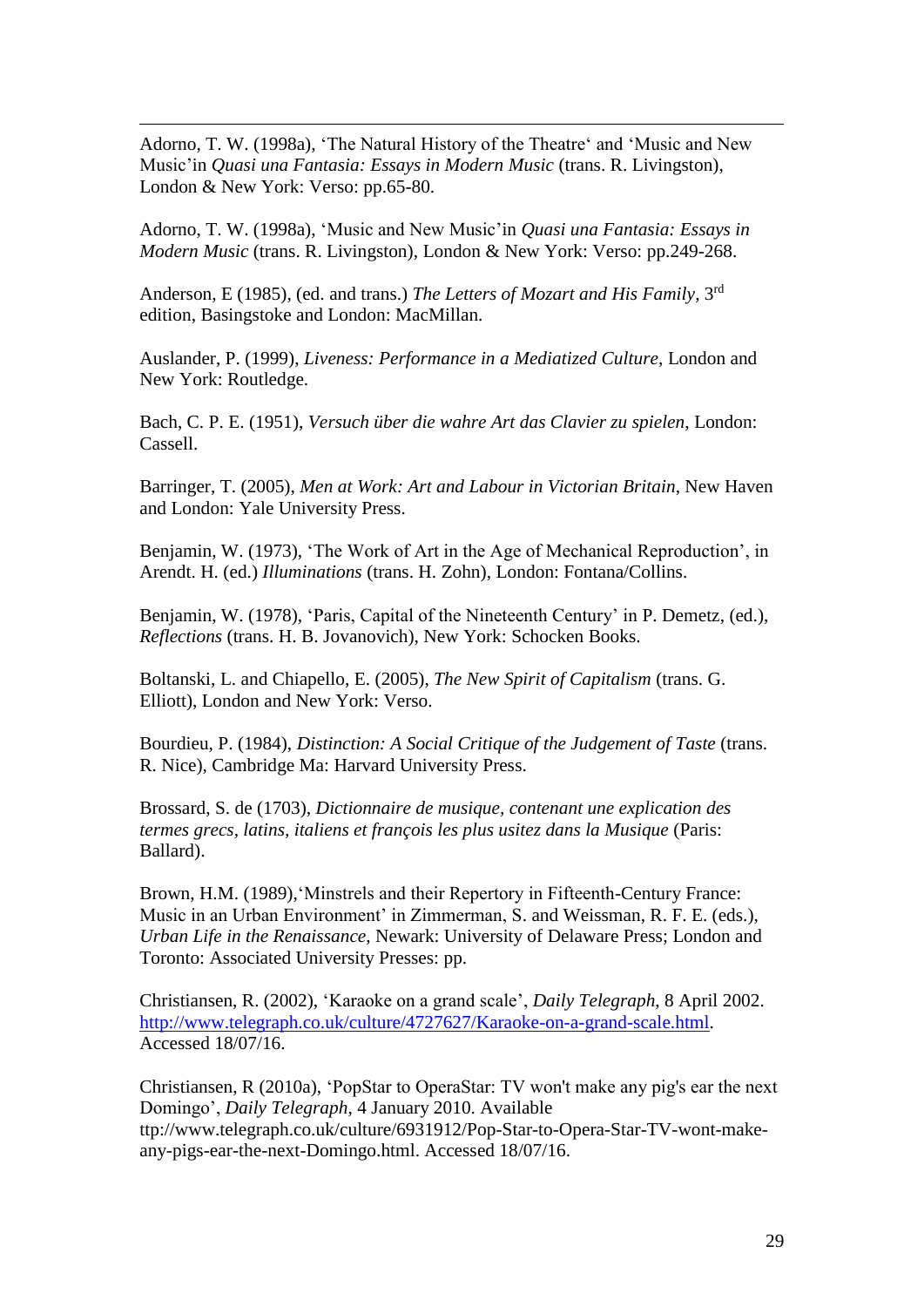Adorno, T. W. (1998a), 'The Natural History of the Theatre' and 'Music and New Music'in *Quasi una Fantasia: Essays in Modern Music* (trans. R. Livingston), London & New York: Verso: pp.65-80.

Adorno, T. W. (1998a), 'Music and New Music'in *Quasi una Fantasia: Essays in Modern Music* (trans. R. Livingston), London & New York: Verso: pp.249-268.

Anderson, E (1985), (ed. and trans.) *The Letters of Mozart and His Family*, 3rd edition, Basingstoke and London: MacMillan.

Auslander, P. (1999), *Liveness: Performance in a Mediatized Culture*, London and New York: Routledge.

Bach, C. P. E. (1951), *Versuch über die wahre Art das Clavier zu spielen*, London: Cassell.

Barringer, T. (2005), *Men at Work: Art and Labour in Victorian Britain*, New Haven and London: Yale University Press.

Benjamin, W. (1973), 'The Work of Art in the Age of Mechanical Reproduction', in Arendt. H. (ed.) *Illuminations* (trans. H. Zohn), London: Fontana/Collins.

Benjamin, W. (1978), 'Paris, Capital of the Nineteenth Century' in P. Demetz, (ed.), *Reflections* (trans. H. B. Jovanovich), New York: Schocken Books.

Boltanski, L. and Chiapello, E. (2005), *The New Spirit of Capitalism* (trans. G. Elliott), London and New York: Verso.

Bourdieu, P. (1984), *Distinction: A Social Critique of the Judgement of Taste* (trans. R. Nice), Cambridge Ma: Harvard University Press.

Brossard, S. de (1703), *Dictionnaire de musique, contenant une explication des termes grecs, latins, italiens et françois les plus usitez dans la Musique* (Paris: Ballard).

Brown, H.M. (1989),'Minstrels and their Repertory in Fifteenth-Century France: Music in an Urban Environment' in Zimmerman, S. and Weissman, R. F. E. (eds.), *Urban Life in the Renaissance*, Newark: University of Delaware Press; London and Toronto: Associated University Presses: pp.

Christiansen, R. (2002), 'Karaoke on a grand scale', *Daily Telegraph*, 8 April 2002. http://www.telegraph.co.uk/culture/4727627/Karaoke-on-a-grand-scale.html. Accessed 18/07/16.

Christiansen, R (2010a), 'PopStar to OperaStar: TV won't make any pig's ear the next Domingo', *Daily Telegraph*, 4 January 2010. Available ttp://www.telegraph.co.uk/culture/6931912/Pop-Star-to-Opera-Star-TV-wont-make-any-pigs-ear-the-next-Domingo.html. Accessed 18/07/16.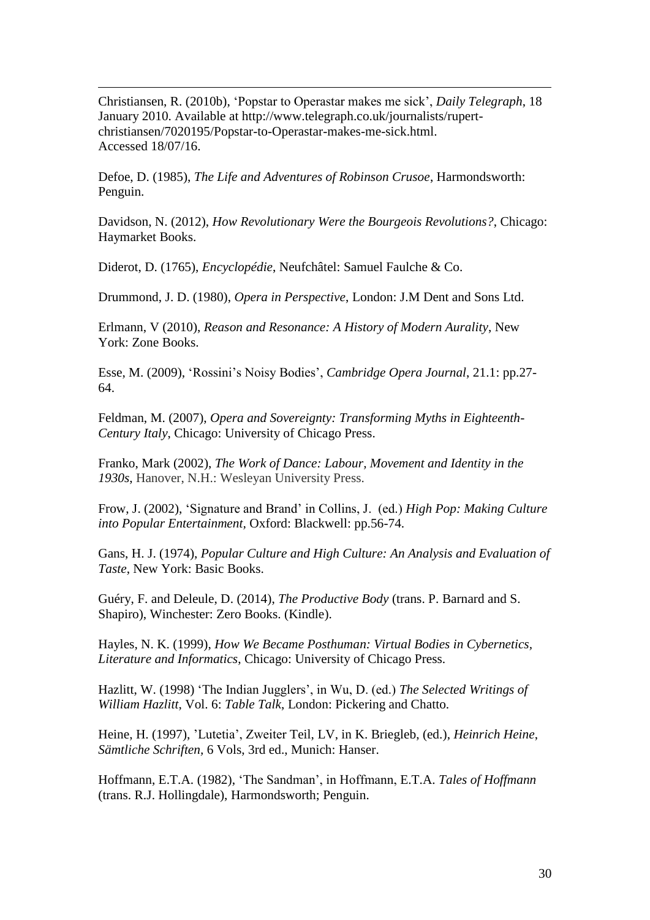Christiansen, R. (2010b), 'Popstar to Operastar makes me sick', *Daily Telegraph*, 18 January 2010. Available at http://www.telegraph.co.uk/journalists/rupert-christiansen/7020195/Popstar-to-Operastar-makes-me-sick.html. Accessed 18/07/16.

Defoe, D. (1985), *The Life and Adventures of Robinson Crusoe*, Harmondsworth: Penguin.

Davidson, N. (2012), *How Revolutionary Were the Bourgeois Revolutions?*, Chicago: Haymarket Books.

Diderot, D. (1765), *Encyclopédie*, Neufchâtel: Samuel Faulche & Co.

Drummond, J. D. (1980), *Opera in Perspective*, London: J.M Dent and Sons Ltd.

Erlmann, V (2010), *Reason and Resonance: A History of Modern Aurality*, New York: Zone Books.

Esse, M. (2009), 'Rossini's Noisy Bodies', *Cambridge Opera Journal*, 21.1: pp.27-64.

Feldman, M. (2007), *Opera and Sovereignty: Transforming Myths in Eighteenth-Century Italy*, Chicago: University of Chicago Press.

Franko, Mark (2002), *The Work of Dance: Labour, Movement and Identity in the 1930s*, Hanover, N.H.: Wesleyan University Press.

Frow, J. (2002), 'Signature and Brand' in Collins, J. (ed.) *High Pop: Making Culture into Popular Entertainment*, Oxford: Blackwell: pp.56-74.

Gans, H. J. (1974), *Popular Culture and High Culture: An Analysis and Evaluation of Taste*, New York: Basic Books.

Guéry, F. and Deleule, D. (2014), *The Productive Body* (trans. P. Barnard and S. Shapiro), Winchester: Zero Books. (Kindle).

Hayles, N. K. (1999), *How We Became Posthuman: Virtual Bodies in Cybernetics, Literature and Informatics*, Chicago: University of Chicago Press.

Hazlitt, W. (1998) 'The Indian Jugglers', in Wu, D. (ed.) *The Selected Writings of William Hazlitt*, Vol. 6: *Table Talk*, London: Pickering and Chatto.

Heine, H. (1997), 'Lutetia', Zweiter Teil, LV, in K. Briegleb, (ed.), *Heinrich Heine, Sämtliche Schriften*, 6 Vols, 3rd ed., Munich: Hanser.

Hoffmann, E.T.A. (1982), 'The Sandman', in Hoffmann, E.T.A. *Tales of Hoffmann* (trans. R.J. Hollingdale), Harmondsworth; Penguin.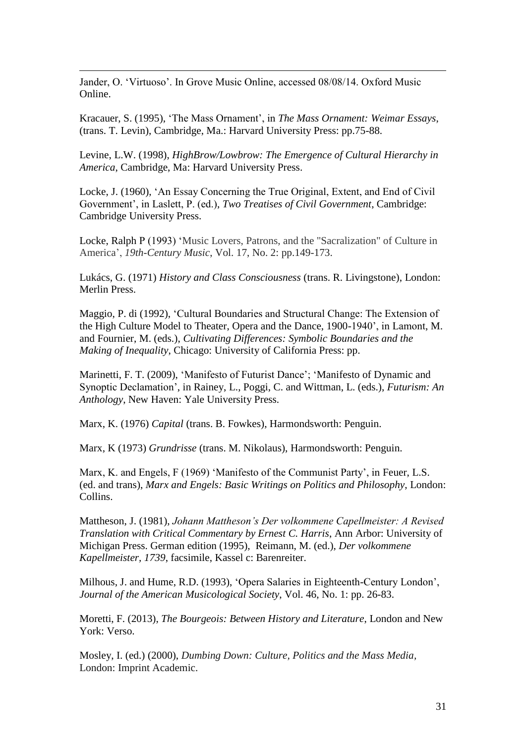Jander, O. 'Virtuoso'. In Grove Music Online, accessed 08/08/14. Oxford Music Online.

Kracauer, S. (1995), 'The Mass Ornament', in *The Mass Ornament: Weimar Essays*, (trans. T. Levin), Cambridge, Ma.: Harvard University Press: pp.75-88.

Levine, L.W. (1998), *HighBrow/Lowbrow: The Emergence of Cultural Hierarchy in America*, Cambridge, Ma: Harvard University Press.

Locke, J. (1960), 'An Essay Concerning the True Original, Extent, and End of Civil Government', in Laslett, P. (ed.), *Two Treatises of Civil Government*, Cambridge: Cambridge University Press.

Locke, Ralph P (1993) 'Music Lovers, Patrons, and the "Sacralization" of Culture in America', *19th-Century Music*, Vol. 17, No. 2: pp.149-173.

Lukács, G. (1971) *History and Class Consciousness* (trans. R. Livingstone), London: Merlin Press.

Maggio, P. di (1992), 'Cultural Boundaries and Structural Change: The Extension of the High Culture Model to Theater, Opera and the Dance, 1900-1940', in Lamont, M. and Fournier, M. (eds.), *Cultivating Differences: Symbolic Boundaries and the Making of Inequality*, Chicago: University of California Press: pp.

Marinetti, F. T. (2009), 'Manifesto of Futurist Dance'; 'Manifesto of Dynamic and Synoptic Declamation', in Rainey, L., Poggi, C. and Wittman, L. (eds.), *Futurism: An Anthology*, New Haven: Yale University Press.

Marx, K. (1976) *Capital* (trans. B. Fowkes), Harmondsworth: Penguin.

Marx, K (1973) *Grundrisse* (trans. M. Nikolaus), Harmondsworth: Penguin.

Marx, K. and Engels, F (1969) 'Manifesto of the Communist Party', in Feuer, L.S. (ed. and trans), *Marx and Engels: Basic Writings on Politics and Philosophy*, London: Collins.

Mattheson, J. (1981), *Johann Mattheson's Der volkommene Capellmeister: A Revised Translation with Critical Commentary by Ernest C. Harris*, Ann Arbor: University of Michigan Press. German edition (1995), Reimann, M. (ed.), *Der volkommene Kapellmeister, 1739*, facsimile, Kassel c: Barenreiter.

Milhous, J. and Hume, R.D. (1993), 'Opera Salaries in Eighteenth-Century London', *Journal of the American Musicological Society*, Vol. 46, No. 1: pp. 26-83.

Moretti, F. (2013), *The Bourgeois: Between History and Literature*, London and New York: Verso.

Mosley, I. (ed.) (2000), *Dumbing Down: Culture, Politics and the Mass Media*, London: Imprint Academic.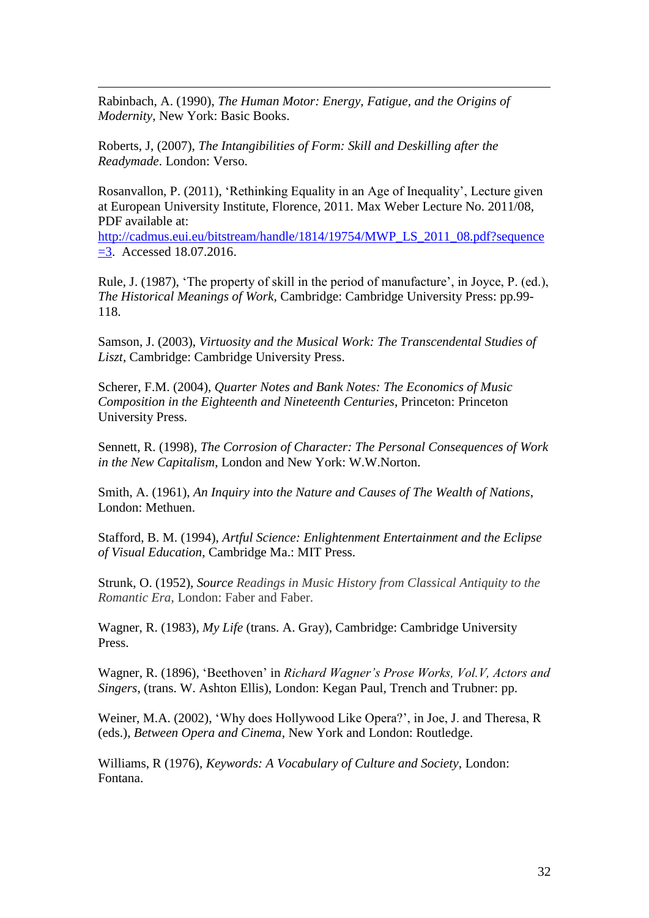Rabinbach, A. (1990), *The Human Motor: Energy, Fatigue, and the Origins of Modernity*, New York: Basic Books.

Roberts, J, (2007), *The Intangibilities of Form: Skill and Deskilling after the Readymade*. London: Verso.

Rosanvallon, P. (2011), 'Rethinking Equality in an Age of Inequality', Lecture given at European University Institute, Florence, 2011. Max Weber Lecture No. 2011/08, PDF available at: http://cadmus.eui.eu/bitstream/handle/1814/19754/MWP_LS_2011_08.pdf?sequence=3. Accessed 18.07.2016.

Rule, J. (1987), 'The property of skill in the period of manufacture', in Joyce, P. (ed.), *The Historical Meanings of Work*, Cambridge: Cambridge University Press: pp.99-118.

Samson, J. (2003), *Virtuosity and the Musical Work: The Transcendental Studies of Liszt*, Cambridge: Cambridge University Press.

Scherer, F.M. (2004), *Quarter Notes and Bank Notes: The Economics of Music Composition in the Eighteenth and Nineteenth Centuries*, Princeton: Princeton University Press.

Sennett, R. (1998), *The Corrosion of Character: The Personal Consequences of Work in the New Capitalism*, London and New York: W.W.Norton.

Smith, A. (1961), *An Inquiry into the Nature and Causes of The Wealth of Nations*, London: Methuen.

Stafford, B. M. (1994), *Artful Science: Enlightenment Entertainment and the Eclipse of Visual Education*, Cambridge Ma.: MIT Press.

Strunk, O. (1952), *Source Readings in Music History from Classical Antiquity to the Romantic Era*, London: Faber and Faber.

Wagner, R. (1983), *My Life* (trans. A. Gray), Cambridge: Cambridge University Press.

Wagner, R. (1896), 'Beethoven' in *Richard Wagner's Prose Works, Vol.V, Actors and Singers*, (trans. W. Ashton Ellis), London: Kegan Paul, Trench and Trubner: pp.

Weiner, M.A. (2002), 'Why does Hollywood Like Opera?', in Joe, J. and Theresa, R (eds.), *Between Opera and Cinema*, New York and London: Routledge.

Williams, R (1976), *Keywords: A Vocabulary of Culture and Society*, London: Fontana.